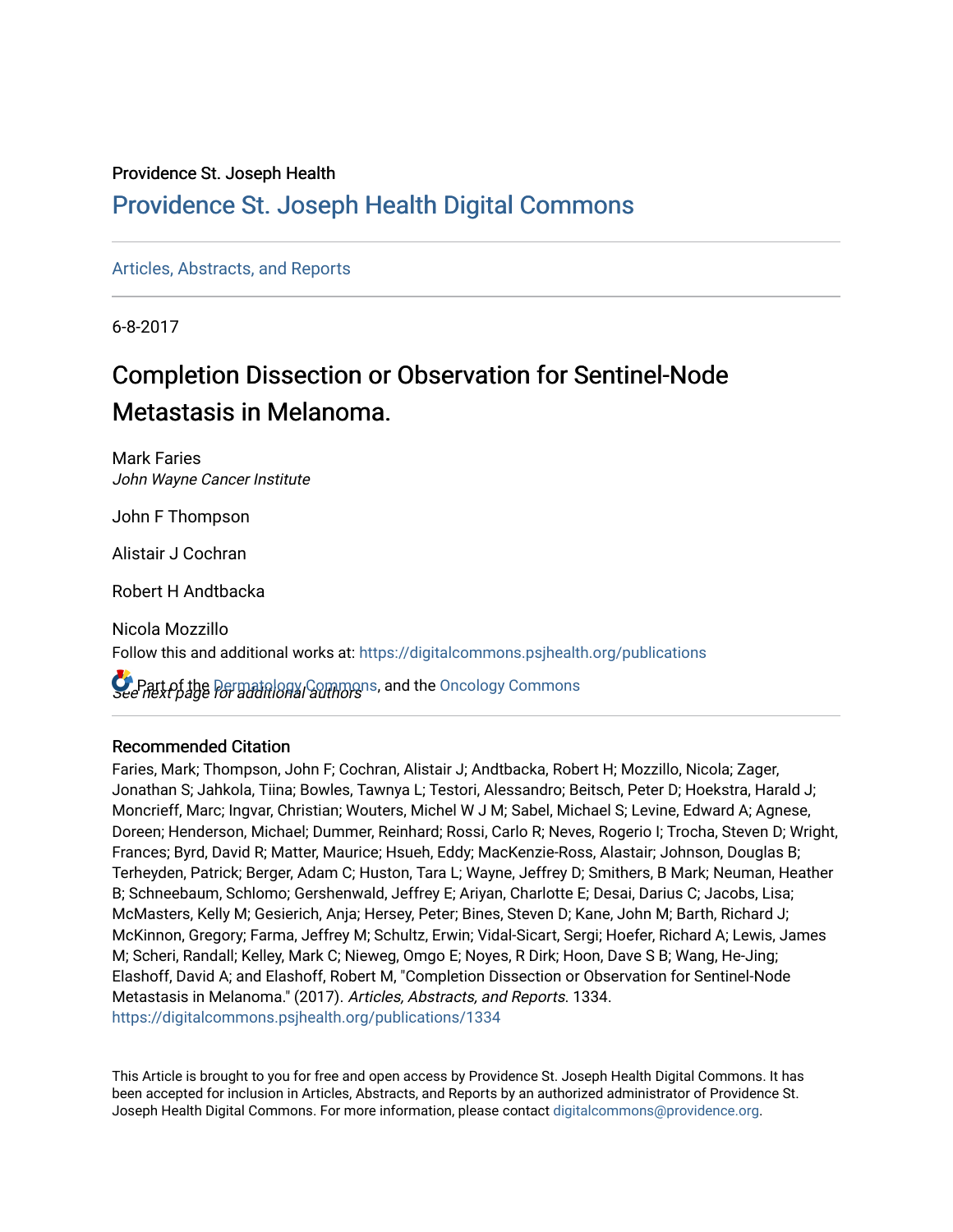Providence St. Joseph Health

# Providence St. Joseph Health Digital Commons

Articles, Abstracts, and Reports

6-8-2017

# Completion Dissection or Observation for Sentinel-Node Metastasis in Melanoma.

Mark Faries
*John Wayne Cancer Institute*

John F Thompson

Alistair J Cochran

Robert H Andtbacka

Nicola Mozzillo

*See next page for additional authors*

Follow this and additional works at: https://digitalcommons.psjhealth.org/publications

Part of the Dermatology Commons, and the Oncology Commons

## Recommended Citation

Faries, Mark; Thompson, John F; Cochran, Alistair J; Andtbacka, Robert H; Mozzillo, Nicola; Zager, Jonathan S; Jahkola, Tiina; Bowles, Tawnya L; Testori, Alessandro; Beitsch, Peter D; Hoekstra, Harald J; Moncrieff, Marc; Ingvar, Christian; Wouters, Michel W J M; Sabel, Michael S; Levine, Edward A; Agnese, Doreen; Henderson, Michael; Dummer, Reinhard; Rossi, Carlo R; Neves, Rogerio I; Trocha, Steven D; Wright, Frances; Byrd, David R; Matter, Maurice; Hsueh, Eddy; MacKenzie-Ross, Alastair; Johnson, Douglas B; Terheyden, Patrick; Berger, Adam C; Huston, Tara L; Wayne, Jeffrey D; Smithers, B Mark; Neuman, Heather B; Schneebaum, Schlomo; Gershenwald, Jeffrey E; Ariyan, Charlotte E; Desai, Darius C; Jacobs, Lisa; McMasters, Kelly M; Gesierich, Anja; Hersey, Peter; Bines, Steven D; Kane, John M; Barth, Richard J; McKinnon, Gregory; Farma, Jeffrey M; Schultz, Erwin; Vidal-Sicart, Sergi; Hoefer, Richard A; Lewis, James M; Scheri, Randall; Kelley, Mark C; Nieweg, Omgo E; Noyes, R Dirk; Hoon, Dave S B; Wang, He-Jing; Elashoff, David A; and Elashoff, Robert M, "Completion Dissection or Observation for Sentinel-Node Metastasis in Melanoma." (2017). *Articles, Abstracts, and Reports*. 1334.
https://digitalcommons.psjhealth.org/publications/1334

This Article is brought to you for free and open access by Providence St. Joseph Health Digital Commons. It has been accepted for inclusion in Articles, Abstracts, and Reports by an authorized administrator of Providence St. Joseph Health Digital Commons. For more information, please contact digitalcommons@providence.org.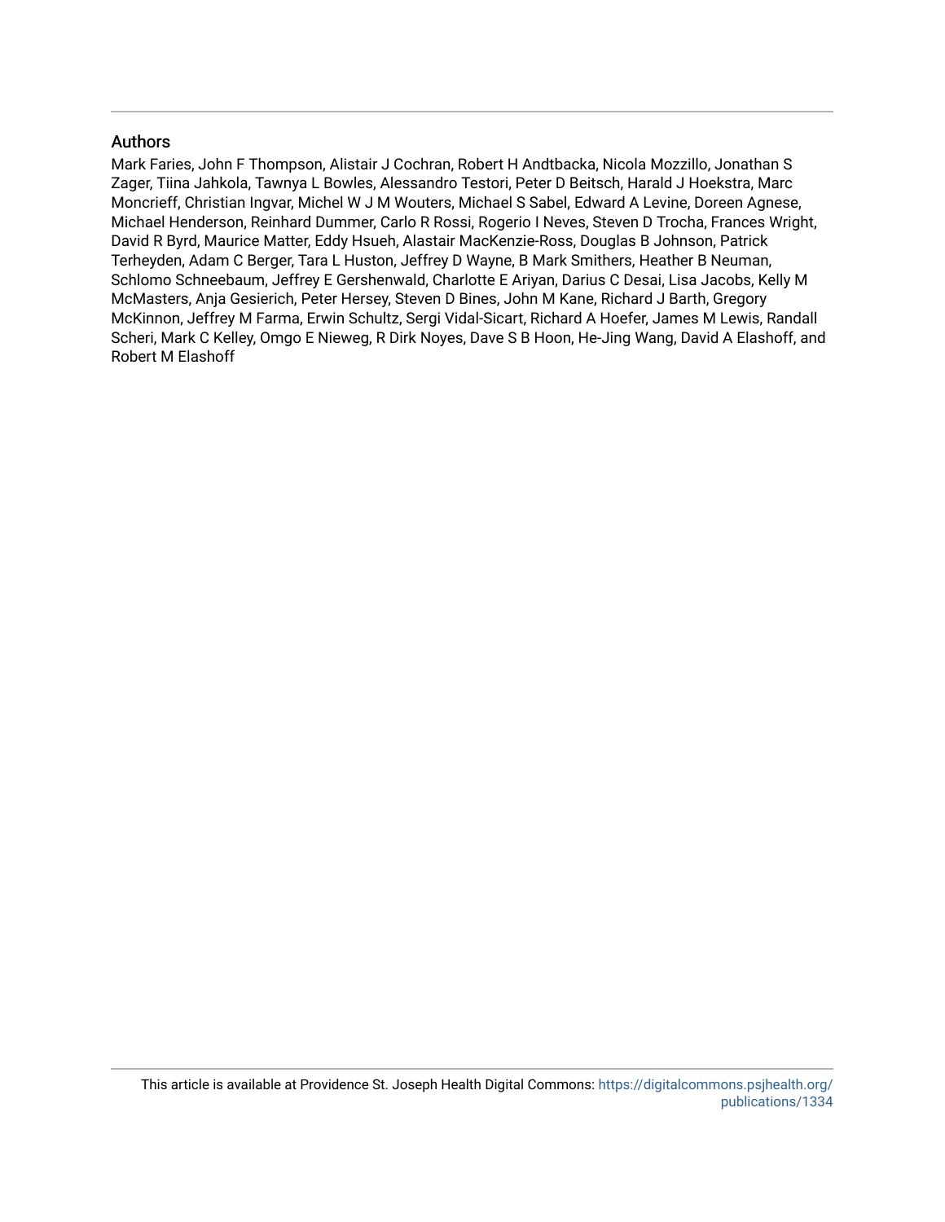## Authors

Mark Faries, John F Thompson, Alistair J Cochran, Robert H Andtbacka, Nicola Mozzillo, Jonathan S Zager, Tiina Jahkola, Tawnya L Bowles, Alessandro Testori, Peter D Beitsch, Harald J Hoekstra, Marc Moncrieff, Christian Ingvar, Michel W J M Wouters, Michael S Sabel, Edward A Levine, Doreen Agnese, Michael Henderson, Reinhard Dummer, Carlo R Rossi, Rogerio I Neves, Steven D Trocha, Frances Wright, David R Byrd, Maurice Matter, Eddy Hsueh, Alastair MacKenzie-Ross, Douglas B Johnson, Patrick Terheyden, Adam C Berger, Tara L Huston, Jeffrey D Wayne, B Mark Smithers, Heather B Neuman, Schlomo Schneebaum, Jeffrey E Gershenwald, Charlotte E Ariyan, Darius C Desai, Lisa Jacobs, Kelly M McMasters, Anja Gesierich, Peter Hersey, Steven D Bines, John M Kane, Richard J Barth, Gregory McKinnon, Jeffrey M Farma, Erwin Schultz, Sergi Vidal-Sicart, Richard A Hoefer, James M Lewis, Randall Scheri, Mark C Kelley, Omgo E Nieweg, R Dirk Noyes, Dave S B Hoon, He-Jing Wang, David A Elashoff, and Robert M Elashoff

This article is available at Providence St. Joseph Health Digital Commons: https://digitalcommons.psjhealth.org/publications/1334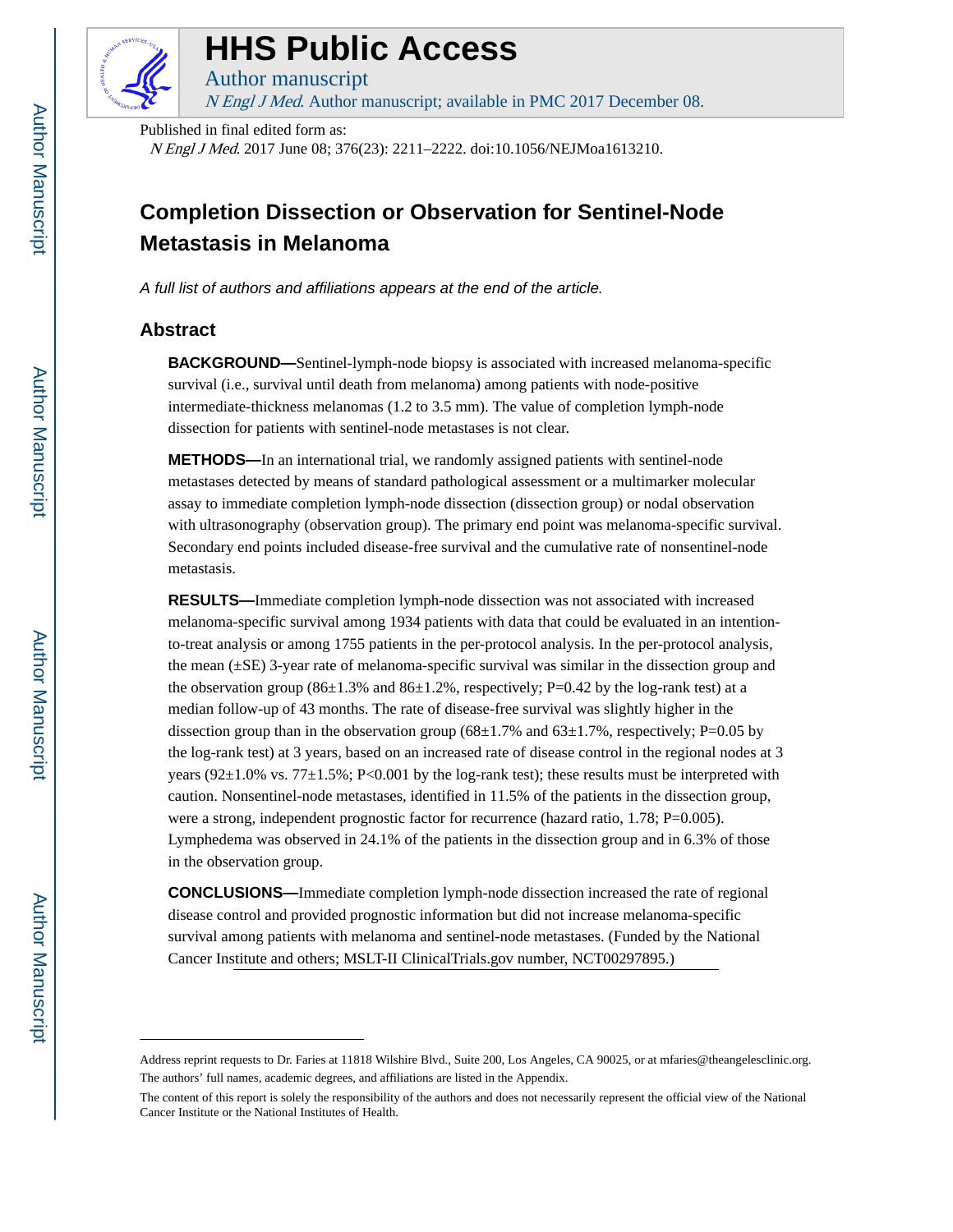# HHS Public Access

Author manuscript

*N Engl J Med*. Author manuscript; available in PMC 2017 December 08.

Published in final edited form as:

*N Engl J Med*. 2017 June 08; 376(23): 2211–2222. doi:10.1056/NEJMoa1613210.

# Completion Dissection or Observation for Sentinel-Node Metastasis in Melanoma

*A full list of authors and affiliations appears at the end of the article.*

## Abstract

**BACKGROUND—**Sentinel-lymph-node biopsy is associated with increased melanoma-specific survival (i.e., survival until death from melanoma) among patients with node-positive intermediate-thickness melanomas (1.2 to 3.5 mm). The value of completion lymph-node dissection for patients with sentinel-node metastases is not clear.

**METHODS—**In an international trial, we randomly assigned patients with sentinel-node metastases detected by means of standard pathological assessment or a multimarker molecular assay to immediate completion lymph-node dissection (dissection group) or nodal observation with ultrasonography (observation group). The primary end point was melanoma-specific survival. Secondary end points included disease-free survival and the cumulative rate of nonsentinel-node metastasis.

**RESULTS—**Immediate completion lymph-node dissection was not associated with increased melanoma-specific survival among 1934 patients with data that could be evaluated in an intention-to-treat analysis or among 1755 patients in the per-protocol analysis. In the per-protocol analysis, the mean (±SE) 3-year rate of melanoma-specific survival was similar in the dissection group and the observation group (86±1.3% and 86±1.2%, respectively; P=0.42 by the log-rank test) at a median follow-up of 43 months. The rate of disease-free survival was slightly higher in the dissection group than in the observation group (68±1.7% and 63±1.7%, respectively; P=0.05 by the log-rank test) at 3 years, based on an increased rate of disease control in the regional nodes at 3 years (92±1.0% vs. 77±1.5%; P<0.001 by the log-rank test); these results must be interpreted with caution. Nonsentinel-node metastases, identified in 11.5% of the patients in the dissection group, were a strong, independent prognostic factor for recurrence (hazard ratio, 1.78; P=0.005). Lymphedema was observed in 24.1% of the patients in the dissection group and in 6.3% of those in the observation group.

**CONCLUSIONS—**Immediate completion lymph-node dissection increased the rate of regional disease control and provided prognostic information but did not increase melanoma-specific survival among patients with melanoma and sentinel-node metastases. (Funded by the National Cancer Institute and others; MSLT-II ClinicalTrials.gov number, NCT00297895.)

---

Address reprint requests to Dr. Faries at 11818 Wilshire Blvd., Suite 200, Los Angeles, CA 90025, or at mfaries@theangelesclinic.org. The authors' full names, academic degrees, and affiliations are listed in the Appendix.

The content of this report is solely the responsibility of the authors and does not necessarily represent the official view of the National Cancer Institute or the National Institutes of Health.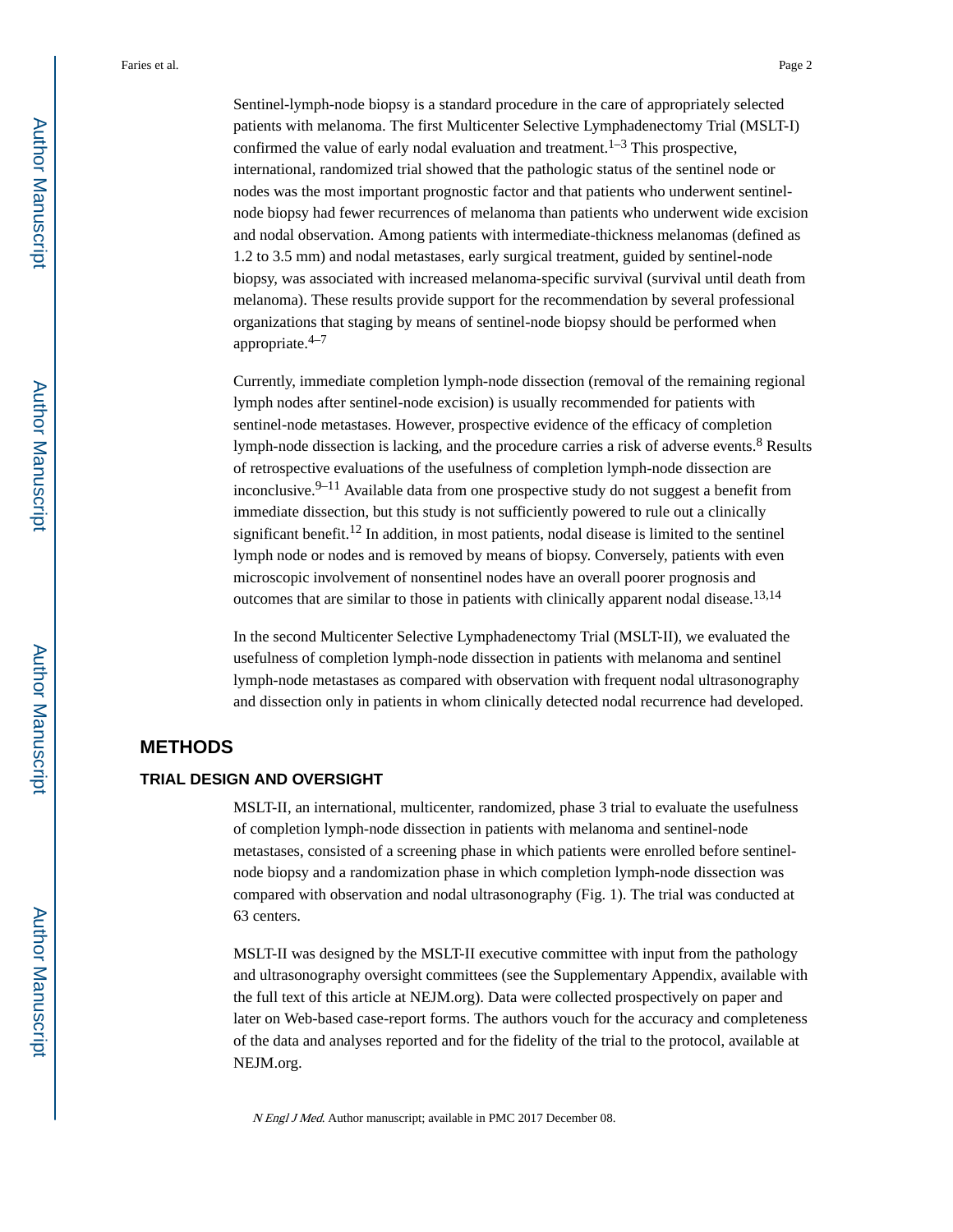Sentinel-lymph-node biopsy is a standard procedure in the care of appropriately selected patients with melanoma. The first Multicenter Selective Lymphadenectomy Trial (MSLT-I) confirmed the value of early nodal evaluation and treatment.[1–3] This prospective, international, randomized trial showed that the pathologic status of the sentinel node or nodes was the most important prognostic factor and that patients who underwent sentinel-node biopsy had fewer recurrences of melanoma than patients who underwent wide excision and nodal observation. Among patients with intermediate-thickness melanomas (defined as 1.2 to 3.5 mm) and nodal metastases, early surgical treatment, guided by sentinel-node biopsy, was associated with increased melanoma-specific survival (survival until death from melanoma). These results provide support for the recommendation by several professional organizations that staging by means of sentinel-node biopsy should be performed when appropriate.[4–7]

Currently, immediate completion lymph-node dissection (removal of the remaining regional lymph nodes after sentinel-node excision) is usually recommended for patients with sentinel-node metastases. However, prospective evidence of the efficacy of completion lymph-node dissection is lacking, and the procedure carries a risk of adverse events.[8] Results of retrospective evaluations of the usefulness of completion lymph-node dissection are inconclusive.[9–11] Available data from one prospective study do not suggest a benefit from immediate dissection, but this study is not sufficiently powered to rule out a clinically significant benefit.[12] In addition, in most patients, nodal disease is limited to the sentinel lymph node or nodes and is removed by means of biopsy. Conversely, patients with even microscopic involvement of nonsentinel nodes have an overall poorer prognosis and outcomes that are similar to those in patients with clinically apparent nodal disease.[13,14]

In the second Multicenter Selective Lymphadenectomy Trial (MSLT-II), we evaluated the usefulness of completion lymph-node dissection in patients with melanoma and sentinel lymph-node metastases as compared with observation with frequent nodal ultrasonography and dissection only in patients in whom clinically detected nodal recurrence had developed.

## METHODS

### TRIAL DESIGN AND OVERSIGHT

MSLT-II, an international, multicenter, randomized, phase 3 trial to evaluate the usefulness of completion lymph-node dissection in patients with melanoma and sentinel-node metastases, consisted of a screening phase in which patients were enrolled before sentinel-node biopsy and a randomization phase in which completion lymph-node dissection was compared with observation and nodal ultrasonography (Fig. 1). The trial was conducted at 63 centers.

MSLT-II was designed by the MSLT-II executive committee with input from the pathology and ultrasonography oversight committees (see the Supplementary Appendix, available with the full text of this article at NEJM.org). Data were collected prospectively on paper and later on Web-based case-report forms. The authors vouch for the accuracy and completeness of the data and analyses reported and for the fidelity of the trial to the protocol, available at NEJM.org.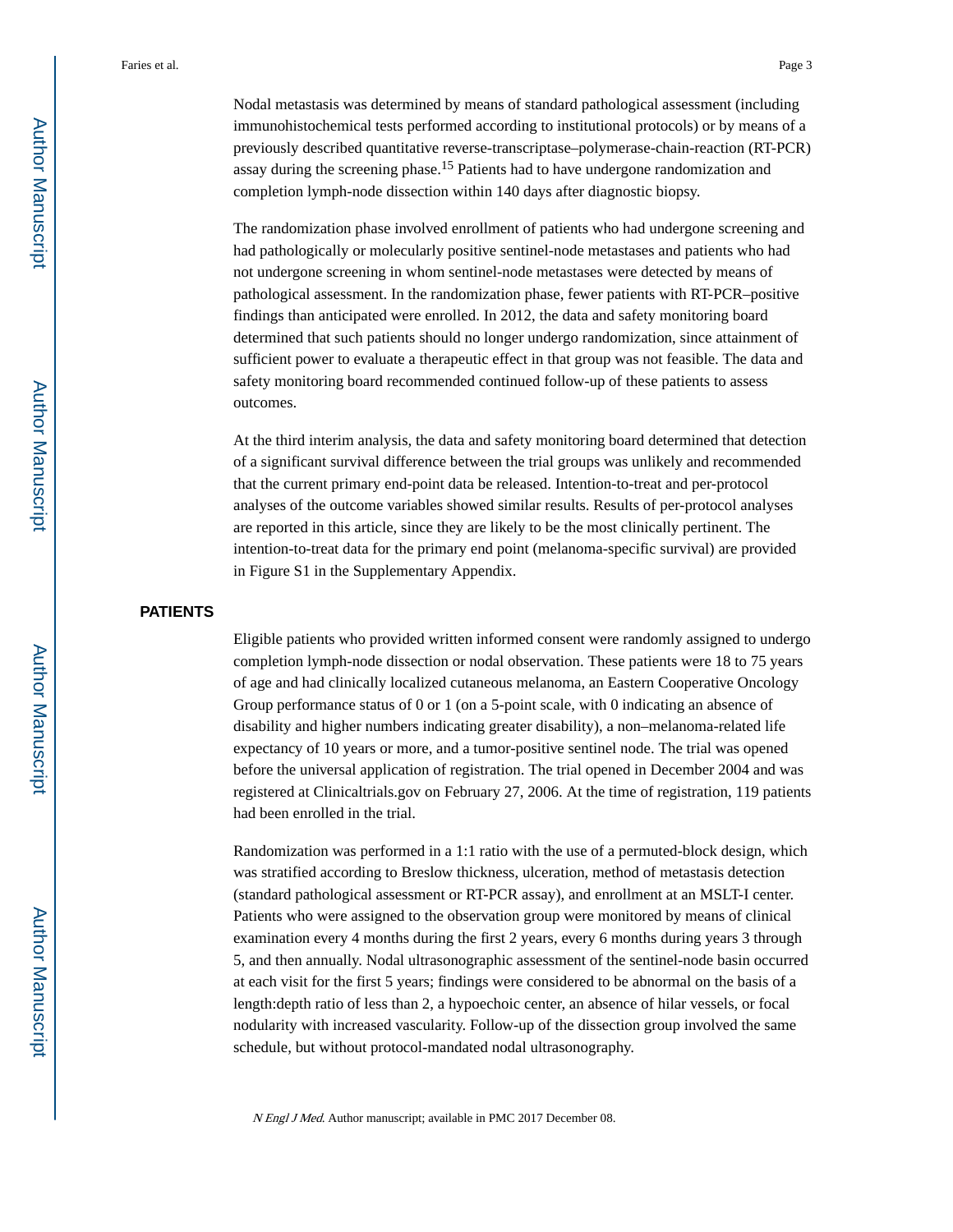Nodal metastasis was determined by means of standard pathological assessment (including immunohistochemical tests performed according to institutional protocols) or by means of a previously described quantitative reverse-transcriptase–polymerase-chain-reaction (RT-PCR) assay during the screening phase.[15] Patients had to have undergone randomization and completion lymph-node dissection within 140 days after diagnostic biopsy.

The randomization phase involved enrollment of patients who had undergone screening and had pathologically or molecularly positive sentinel-node metastases and patients who had not undergone screening in whom sentinel-node metastases were detected by means of pathological assessment. In the randomization phase, fewer patients with RT-PCR–positive findings than anticipated were enrolled. In 2012, the data and safety monitoring board determined that such patients should no longer undergo randomization, since attainment of sufficient power to evaluate a therapeutic effect in that group was not feasible. The data and safety monitoring board recommended continued follow-up of these patients to assess outcomes.

At the third interim analysis, the data and safety monitoring board determined that detection of a significant survival difference between the trial groups was unlikely and recommended that the current primary end-point data be released. Intention-to-treat and per-protocol analyses of the outcome variables showed similar results. Results of per-protocol analyses are reported in this article, since they are likely to be the most clinically pertinent. The intention-to-treat data for the primary end point (melanoma-specific survival) are provided in Figure S1 in the Supplementary Appendix.

## PATIENTS

Eligible patients who provided written informed consent were randomly assigned to undergo completion lymph-node dissection or nodal observation. These patients were 18 to 75 years of age and had clinically localized cutaneous melanoma, an Eastern Cooperative Oncology Group performance status of 0 or 1 (on a 5-point scale, with 0 indicating an absence of disability and higher numbers indicating greater disability), a non–melanoma-related life expectancy of 10 years or more, and a tumor-positive sentinel node. The trial was opened before the universal application of registration. The trial opened in December 2004 and was registered at Clinicaltrials.gov on February 27, 2006. At the time of registration, 119 patients had been enrolled in the trial.

Randomization was performed in a 1:1 ratio with the use of a permuted-block design, which was stratified according to Breslow thickness, ulceration, method of metastasis detection (standard pathological assessment or RT-PCR assay), and enrollment at an MSLT-I center. Patients who were assigned to the observation group were monitored by means of clinical examination every 4 months during the first 2 years, every 6 months during years 3 through 5, and then annually. Nodal ultrasonographic assessment of the sentinel-node basin occurred at each visit for the first 5 years; findings were considered to be abnormal on the basis of a length:depth ratio of less than 2, a hypoechoic center, an absence of hilar vessels, or focal nodularity with increased vascularity. Follow-up of the dissection group involved the same schedule, but without protocol-mandated nodal ultrasonography.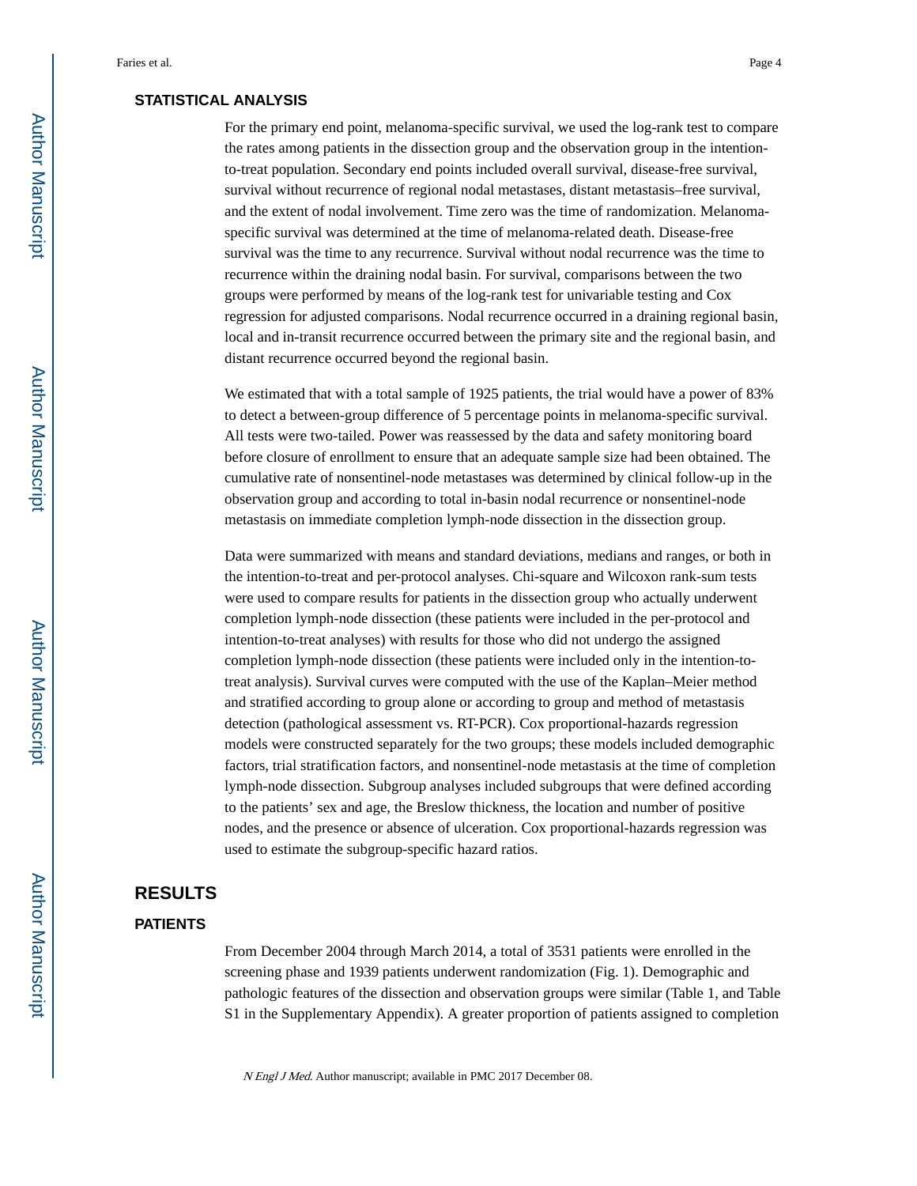## STATISTICAL ANALYSIS

For the primary end point, melanoma-specific survival, we used the log-rank test to compare the rates among patients in the dissection group and the observation group in the intention-to-treat population. Secondary end points included overall survival, disease-free survival, survival without recurrence of regional nodal metastases, distant metastasis–free survival, and the extent of nodal involvement. Time zero was the time of randomization. Melanoma-specific survival was determined at the time of melanoma-related death. Disease-free survival was the time to any recurrence. Survival without nodal recurrence was the time to recurrence within the draining nodal basin. For survival, comparisons between the two groups were performed by means of the log-rank test for univariable testing and Cox regression for adjusted comparisons. Nodal recurrence occurred in a draining regional basin, local and in-transit recurrence occurred between the primary site and the regional basin, and distant recurrence occurred beyond the regional basin.

We estimated that with a total sample of 1925 patients, the trial would have a power of 83% to detect a between-group difference of 5 percentage points in melanoma-specific survival. All tests were two-tailed. Power was reassessed by the data and safety monitoring board before closure of enrollment to ensure that an adequate sample size had been obtained. The cumulative rate of nonsentinel-node metastases was determined by clinical follow-up in the observation group and according to total in-basin nodal recurrence or nonsentinel-node metastasis on immediate completion lymph-node dissection in the dissection group.

Data were summarized with means and standard deviations, medians and ranges, or both in the intention-to-treat and per-protocol analyses. Chi-square and Wilcoxon rank-sum tests were used to compare results for patients in the dissection group who actually underwent completion lymph-node dissection (these patients were included in the per-protocol and intention-to-treat analyses) with results for those who did not undergo the assigned completion lymph-node dissection (these patients were included only in the intention-to-treat analysis). Survival curves were computed with the use of the Kaplan–Meier method and stratified according to group alone or according to group and method of metastasis detection (pathological assessment vs. RT-PCR). Cox proportional-hazards regression models were constructed separately for the two groups; these models included demographic factors, trial stratification factors, and nonsentinel-node metastasis at the time of completion lymph-node dissection. Subgroup analyses included subgroups that were defined according to the patients' sex and age, the Breslow thickness, the location and number of positive nodes, and the presence or absence of ulceration. Cox proportional-hazards regression was used to estimate the subgroup-specific hazard ratios.

# RESULTS

## PATIENTS

From December 2004 through March 2014, a total of 3531 patients were enrolled in the screening phase and 1939 patients underwent randomization (Fig. 1). Demographic and pathologic features of the dissection and observation groups were similar (Table 1, and Table S1 in the Supplementary Appendix). A greater proportion of patients assigned to completion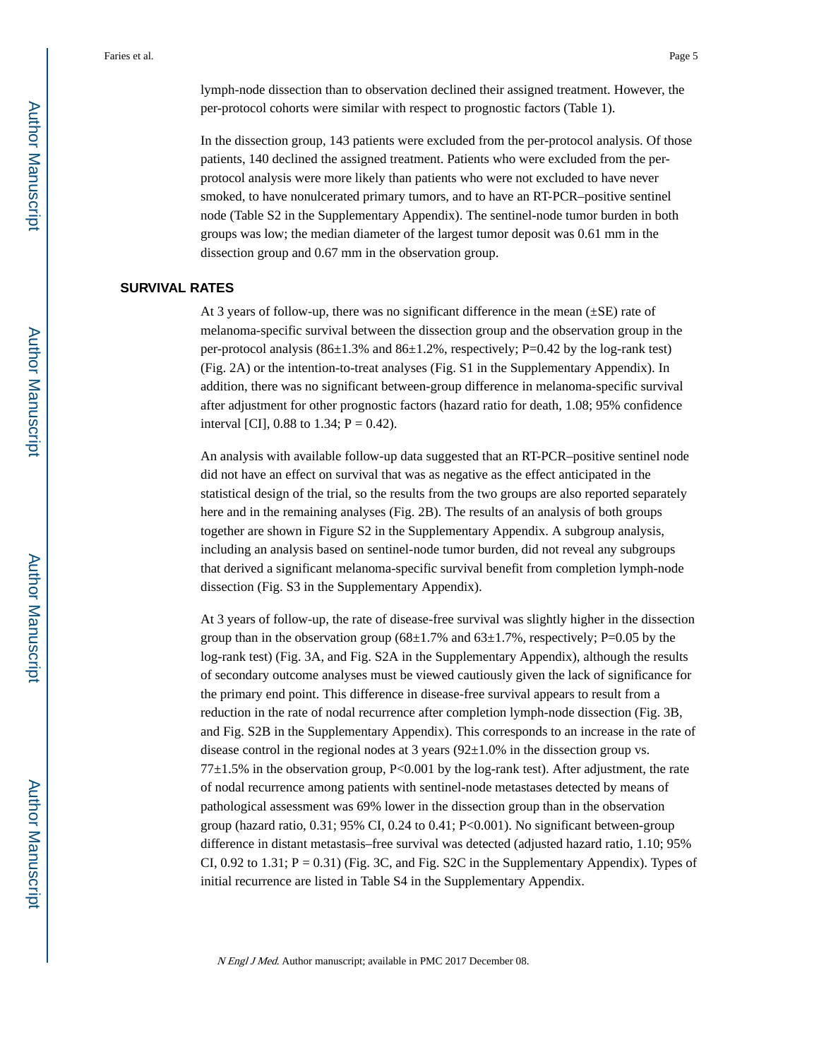lymph-node dissection than to observation declined their assigned treatment. However, the per-protocol cohorts were similar with respect to prognostic factors (Table 1).

In the dissection group, 143 patients were excluded from the per-protocol analysis. Of those patients, 140 declined the assigned treatment. Patients who were excluded from the per-protocol analysis were more likely than patients who were not excluded to have never smoked, to have nonulcerated primary tumors, and to have an RT-PCR–positive sentinel node (Table S2 in the Supplementary Appendix). The sentinel-node tumor burden in both groups was low; the median diameter of the largest tumor deposit was 0.61 mm in the dissection group and 0.67 mm in the observation group.

## SURVIVAL RATES

At 3 years of follow-up, there was no significant difference in the mean (±SE) rate of melanoma-specific survival between the dissection group and the observation group in the per-protocol analysis (86±1.3% and 86±1.2%, respectively; P=0.42 by the log-rank test) (Fig. 2A) or the intention-to-treat analyses (Fig. S1 in the Supplementary Appendix). In addition, there was no significant between-group difference in melanoma-specific survival after adjustment for other prognostic factors (hazard ratio for death, 1.08; 95% confidence interval [CI], 0.88 to 1.34; P = 0.42).

An analysis with available follow-up data suggested that an RT-PCR–positive sentinel node did not have an effect on survival that was as negative as the effect anticipated in the statistical design of the trial, so the results from the two groups are also reported separately here and in the remaining analyses (Fig. 2B). The results of an analysis of both groups together are shown in Figure S2 in the Supplementary Appendix. A subgroup analysis, including an analysis based on sentinel-node tumor burden, did not reveal any subgroups that derived a significant melanoma-specific survival benefit from completion lymph-node dissection (Fig. S3 in the Supplementary Appendix).

At 3 years of follow-up, the rate of disease-free survival was slightly higher in the dissection group than in the observation group (68±1.7% and 63±1.7%, respectively; P=0.05 by the log-rank test) (Fig. 3A, and Fig. S2A in the Supplementary Appendix), although the results of secondary outcome analyses must be viewed cautiously given the lack of significance for the primary end point. This difference in disease-free survival appears to result from a reduction in the rate of nodal recurrence after completion lymph-node dissection (Fig. 3B, and Fig. S2B in the Supplementary Appendix). This corresponds to an increase in the rate of disease control in the regional nodes at 3 years (92±1.0% in the dissection group vs. 77±1.5% in the observation group, P<0.001 by the log-rank test). After adjustment, the rate of nodal recurrence among patients with sentinel-node metastases detected by means of pathological assessment was 69% lower in the dissection group than in the observation group (hazard ratio, 0.31; 95% CI, 0.24 to 0.41; P<0.001). No significant between-group difference in distant metastasis–free survival was detected (adjusted hazard ratio, 1.10; 95% CI, 0.92 to 1.31; P = 0.31) (Fig. 3C, and Fig. S2C in the Supplementary Appendix). Types of initial recurrence are listed in Table S4 in the Supplementary Appendix.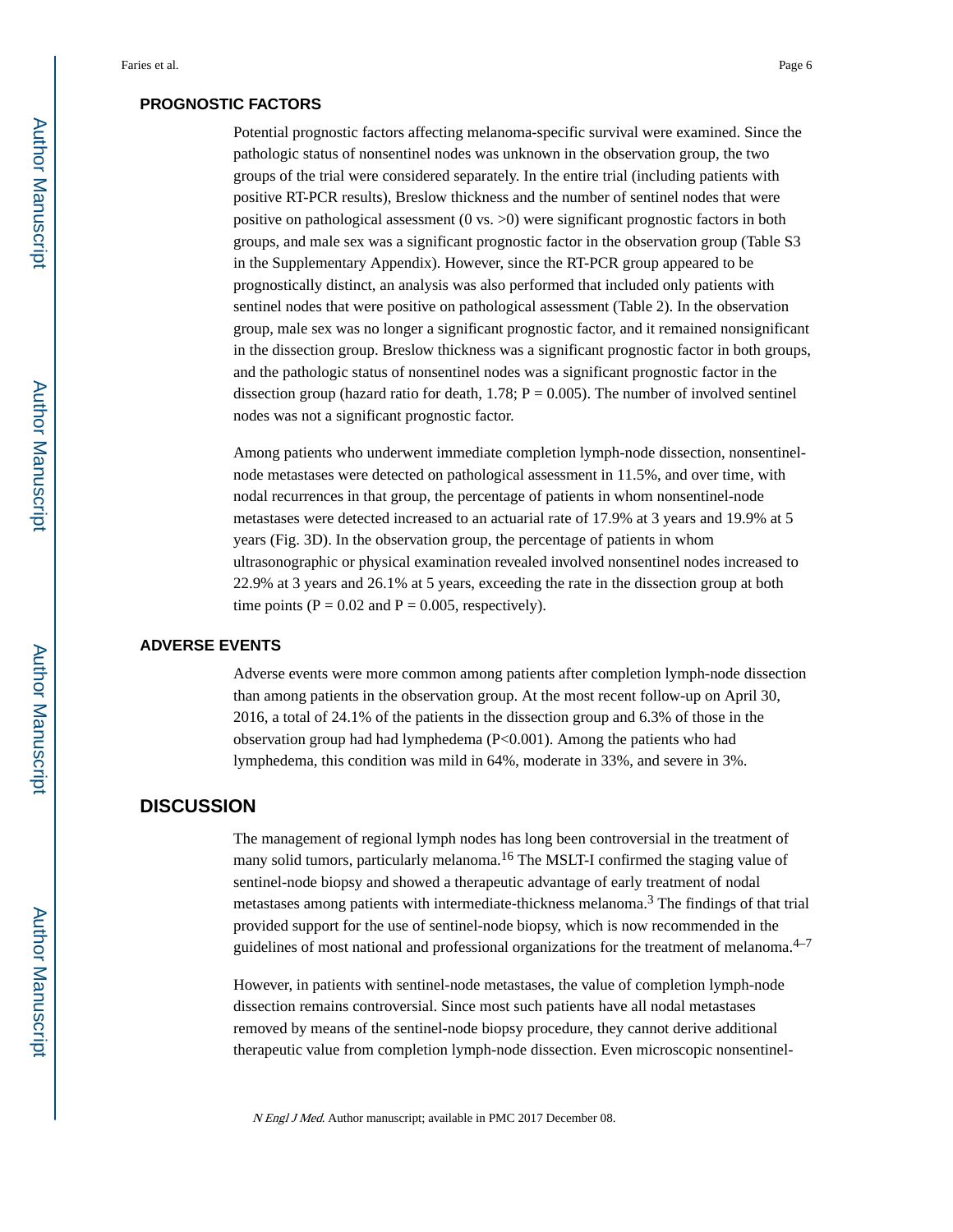## PROGNOSTIC FACTORS

Potential prognostic factors affecting melanoma-specific survival were examined. Since the pathologic status of nonsentinel nodes was unknown in the observation group, the two groups of the trial were considered separately. In the entire trial (including patients with positive RT-PCR results), Breslow thickness and the number of sentinel nodes that were positive on pathological assessment (0 vs. >0) were significant prognostic factors in both groups, and male sex was a significant prognostic factor in the observation group (Table S3 in the Supplementary Appendix). However, since the RT-PCR group appeared to be prognostically distinct, an analysis was also performed that included only patients with sentinel nodes that were positive on pathological assessment (Table 2). In the observation group, male sex was no longer a significant prognostic factor, and it remained nonsignificant in the dissection group. Breslow thickness was a significant prognostic factor in both groups, and the pathologic status of nonsentinel nodes was a significant prognostic factor in the dissection group (hazard ratio for death, 1.78; $P = 0.005$). The number of involved sentinel nodes was not a significant prognostic factor.

Among patients who underwent immediate completion lymph-node dissection, nonsentinel-node metastases were detected on pathological assessment in 11.5%, and over time, with nodal recurrences in that group, the percentage of patients in whom nonsentinel-node metastases were detected increased to an actuarial rate of 17.9% at 3 years and 19.9% at 5 years (Fig. 3D). In the observation group, the percentage of patients in whom ultrasonographic or physical examination revealed involved nonsentinel nodes increased to 22.9% at 3 years and 26.1% at 5 years, exceeding the rate in the dissection group at both time points ($P = 0.02$ and $P = 0.005$, respectively).

## ADVERSE EVENTS

Adverse events were more common among patients after completion lymph-node dissection than among patients in the observation group. At the most recent follow-up on April 30, 2016, a total of 24.1% of the patients in the dissection group and 6.3% of those in the observation group had had lymphedema ($P<0.001$). Among the patients who had lymphedema, this condition was mild in 64%, moderate in 33%, and severe in 3%.

# DISCUSSION

The management of regional lymph nodes has long been controversial in the treatment of many solid tumors, particularly melanoma.[16] The MSLT-I confirmed the staging value of sentinel-node biopsy and showed a therapeutic advantage of early treatment of nodal metastases among patients with intermediate-thickness melanoma.[3] The findings of that trial provided support for the use of sentinel-node biopsy, which is now recommended in the guidelines of most national and professional organizations for the treatment of melanoma.[4–7]

However, in patients with sentinel-node metastases, the value of completion lymph-node dissection remains controversial. Since most such patients have all nodal metastases removed by means of the sentinel-node biopsy procedure, they cannot derive additional therapeutic value from completion lymph-node dissection. Even microscopic nonsentinel-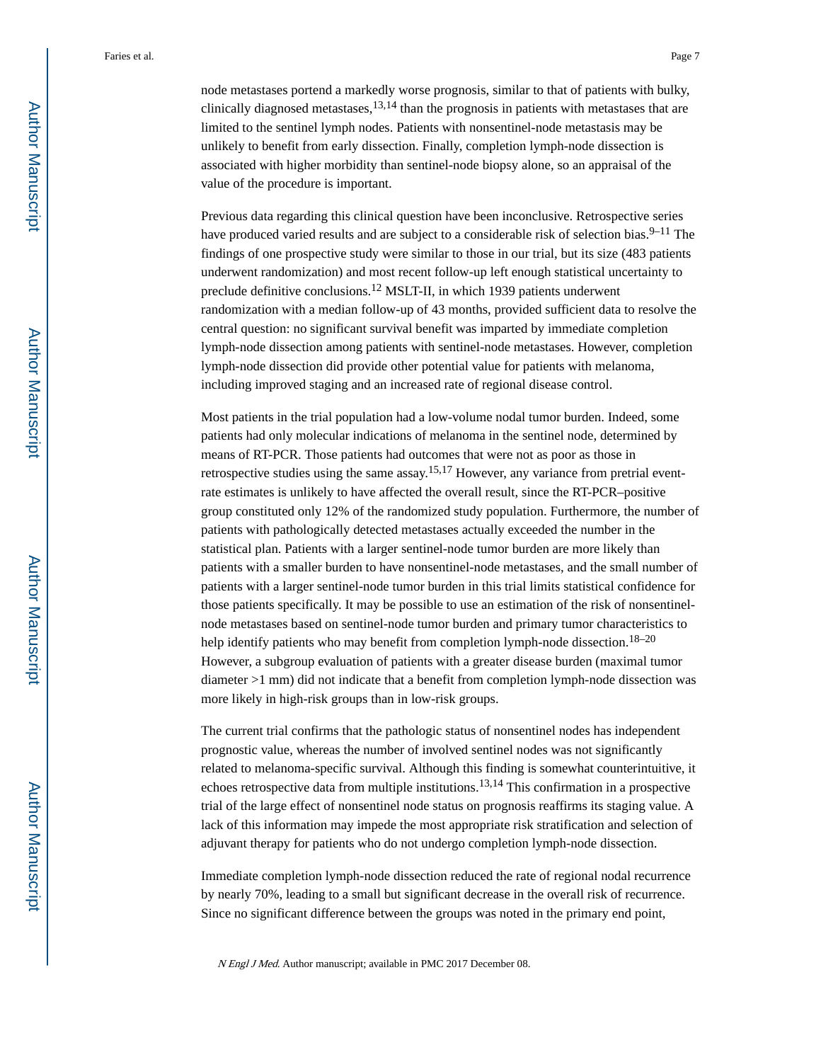node metastases portend a markedly worse prognosis, similar to that of patients with bulky, clinically diagnosed metastases,[13,14] than the prognosis in patients with metastases that are limited to the sentinel lymph nodes. Patients with nonsentinel-node metastasis may be unlikely to benefit from early dissection. Finally, completion lymph-node dissection is associated with higher morbidity than sentinel-node biopsy alone, so an appraisal of the value of the procedure is important.

Previous data regarding this clinical question have been inconclusive. Retrospective series have produced varied results and are subject to a considerable risk of selection bias.[9–11] The findings of one prospective study were similar to those in our trial, but its size (483 patients underwent randomization) and most recent follow-up left enough statistical uncertainty to preclude definitive conclusions.[12] MSLT-II, in which 1939 patients underwent randomization with a median follow-up of 43 months, provided sufficient data to resolve the central question: no significant survival benefit was imparted by immediate completion lymph-node dissection among patients with sentinel-node metastases. However, completion lymph-node dissection did provide other potential value for patients with melanoma, including improved staging and an increased rate of regional disease control.

Most patients in the trial population had a low-volume nodal tumor burden. Indeed, some patients had only molecular indications of melanoma in the sentinel node, determined by means of RT-PCR. Those patients had outcomes that were not as poor as those in retrospective studies using the same assay.[15,17] However, any variance from pretrial event-rate estimates is unlikely to have affected the overall result, since the RT-PCR–positive group constituted only 12% of the randomized study population. Furthermore, the number of patients with pathologically detected metastases actually exceeded the number in the statistical plan. Patients with a larger sentinel-node tumor burden are more likely than patients with a smaller burden to have nonsentinel-node metastases, and the small number of patients with a larger sentinel-node tumor burden in this trial limits statistical confidence for those patients specifically. It may be possible to use an estimation of the risk of nonsentinel-node metastases based on sentinel-node tumor burden and primary tumor characteristics to help identify patients who may benefit from completion lymph-node dissection.[18–20] However, a subgroup evaluation of patients with a greater disease burden (maximal tumor diameter >1 mm) did not indicate that a benefit from completion lymph-node dissection was more likely in high-risk groups than in low-risk groups.

The current trial confirms that the pathologic status of nonsentinel nodes has independent prognostic value, whereas the number of involved sentinel nodes was not significantly related to melanoma-specific survival. Although this finding is somewhat counterintuitive, it echoes retrospective data from multiple institutions.[13,14] This confirmation in a prospective trial of the large effect of nonsentinel node status on prognosis reaffirms its staging value. A lack of this information may impede the most appropriate risk stratification and selection of adjuvant therapy for patients who do not undergo completion lymph-node dissection.

Immediate completion lymph-node dissection reduced the rate of regional nodal recurrence by nearly 70%, leading to a small but significant decrease in the overall risk of recurrence. Since no significant difference between the groups was noted in the primary end point,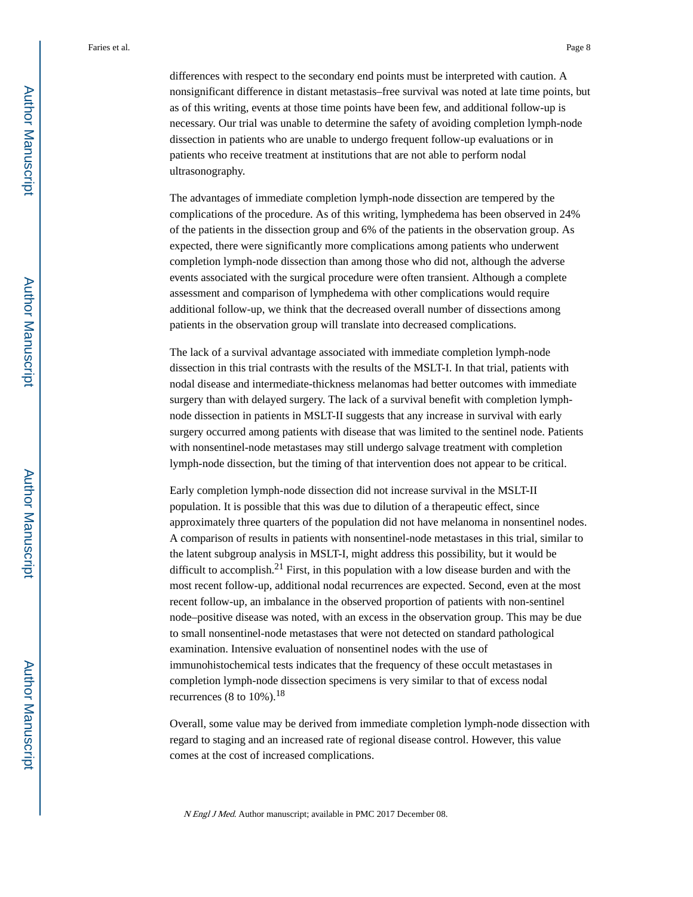differences with respect to the secondary end points must be interpreted with caution. A nonsignificant difference in distant metastasis–free survival was noted at late time points, but as of this writing, events at those time points have been few, and additional follow-up is necessary. Our trial was unable to determine the safety of avoiding completion lymph-node dissection in patients who are unable to undergo frequent follow-up evaluations or in patients who receive treatment at institutions that are not able to perform nodal ultrasonography.

The advantages of immediate completion lymph-node dissection are tempered by the complications of the procedure. As of this writing, lymphedema has been observed in 24% of the patients in the dissection group and 6% of the patients in the observation group. As expected, there were significantly more complications among patients who underwent completion lymph-node dissection than among those who did not, although the adverse events associated with the surgical procedure were often transient. Although a complete assessment and comparison of lymphedema with other complications would require additional follow-up, we think that the decreased overall number of dissections among patients in the observation group will translate into decreased complications.

The lack of a survival advantage associated with immediate completion lymph-node dissection in this trial contrasts with the results of the MSLT-I. In that trial, patients with nodal disease and intermediate-thickness melanomas had better outcomes with immediate surgery than with delayed surgery. The lack of a survival benefit with completion lymph-node dissection in patients in MSLT-II suggests that any increase in survival with early surgery occurred among patients with disease that was limited to the sentinel node. Patients with nonsentinel-node metastases may still undergo salvage treatment with completion lymph-node dissection, but the timing of that intervention does not appear to be critical.

Early completion lymph-node dissection did not increase survival in the MSLT-II population. It is possible that this was due to dilution of a therapeutic effect, since approximately three quarters of the population did not have melanoma in nonsentinel nodes. A comparison of results in patients with nonsentinel-node metastases in this trial, similar to the latent subgroup analysis in MSLT-I, might address this possibility, but it would be difficult to accomplish.[21] First, in this population with a low disease burden and with the most recent follow-up, additional nodal recurrences are expected. Second, even at the most recent follow-up, an imbalance in the observed proportion of patients with non-sentinel node–positive disease was noted, with an excess in the observation group. This may be due to small nonsentinel-node metastases that were not detected on standard pathological examination. Intensive evaluation of nonsentinel nodes with the use of immunohistochemical tests indicates that the frequency of these occult metastases in completion lymph-node dissection specimens is very similar to that of excess nodal recurrences (8 to 10%).[18]

Overall, some value may be derived from immediate completion lymph-node dissection with regard to staging and an increased rate of regional disease control. However, this value comes at the cost of increased complications.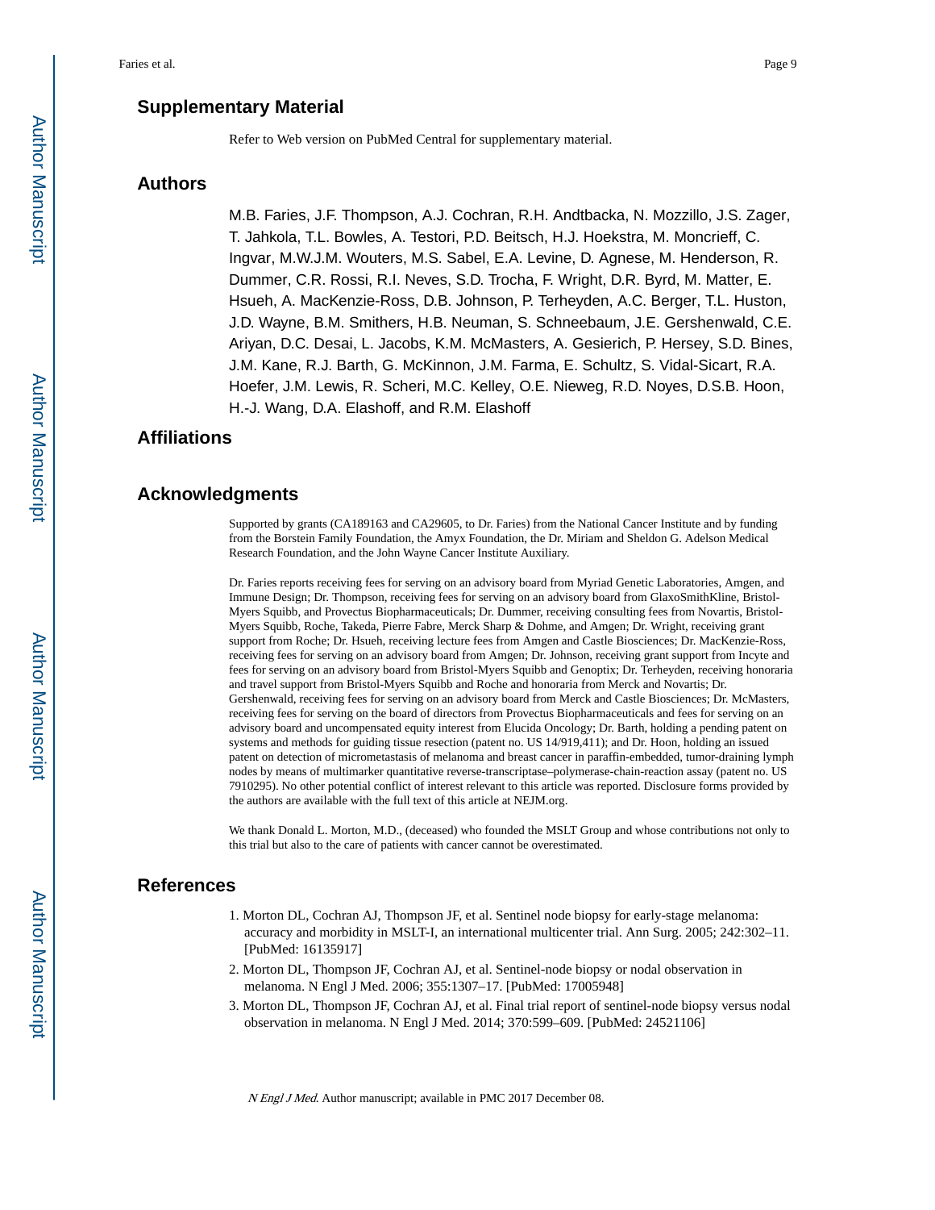## Supplementary Material

Refer to Web version on PubMed Central for supplementary material.

## Authors

M.B. Faries, J.F. Thompson, A.J. Cochran, R.H. Andtbacka, N. Mozzillo, J.S. Zager, T. Jahkola, T.L. Bowles, A. Testori, P.D. Beitsch, H.J. Hoekstra, M. Moncrieff, C. Ingvar, M.W.J.M. Wouters, M.S. Sabel, E.A. Levine, D. Agnese, M. Henderson, R. Dummer, C.R. Rossi, R.I. Neves, S.D. Trocha, F. Wright, D.R. Byrd, M. Matter, E. Hsueh, A. MacKenzie-Ross, D.B. Johnson, P. Terheyden, A.C. Berger, T.L. Huston, J.D. Wayne, B.M. Smithers, H.B. Neuman, S. Schneebaum, J.E. Gershenwald, C.E. Ariyan, D.C. Desai, L. Jacobs, K.M. McMasters, A. Gesierich, P. Hersey, S.D. Bines, J.M. Kane, R.J. Barth, G. McKinnon, J.M. Farma, E. Schultz, S. Vidal-Sicart, R.A. Hoefer, J.M. Lewis, R. Scheri, M.C. Kelley, O.E. Nieweg, R.D. Noyes, D.S.B. Hoon, H.-J. Wang, D.A. Elashoff, and R.M. Elashoff

## Affiliations

## Acknowledgments

Supported by grants (CA189163 and CA29605, to Dr. Faries) from the National Cancer Institute and by funding from the Borstein Family Foundation, the Amyx Foundation, the Dr. Miriam and Sheldon G. Adelson Medical Research Foundation, and the John Wayne Cancer Institute Auxiliary.

Dr. Faries reports receiving fees for serving on an advisory board from Myriad Genetic Laboratories, Amgen, and Immune Design; Dr. Thompson, receiving fees for serving on an advisory board from GlaxoSmithKline, Bristol-Myers Squibb, and Provectus Biopharmaceuticals; Dr. Dummer, receiving consulting fees from Novartis, Bristol-Myers Squibb, Roche, Takeda, Pierre Fabre, Merck Sharp & Dohme, and Amgen; Dr. Wright, receiving grant support from Roche; Dr. Hsueh, receiving lecture fees from Amgen and Castle Biosciences; Dr. MacKenzie-Ross, receiving fees for serving on an advisory board from Amgen; Dr. Johnson, receiving grant support from Incyte and fees for serving on an advisory board from Bristol-Myers Squibb and Genoptix; Dr. Terheyden, receiving honoraria and travel support from Bristol-Myers Squibb and Roche and honoraria from Merck and Novartis; Dr. Gershenwald, receiving fees for serving on an advisory board from Merck and Castle Biosciences; Dr. McMasters, receiving fees for serving on the board of directors from Provectus Biopharmaceuticals and fees for serving on an advisory board and uncompensated equity interest from Elucida Oncology; Dr. Barth, holding a pending patent on systems and methods for guiding tissue resection (patent no. US 14/919,411); and Dr. Hoon, holding an issued patent on detection of micrometastasis of melanoma and breast cancer in paraffin-embedded, tumor-draining lymph nodes by means of multimarker quantitative reverse-transcriptase–polymerase-chain-reaction assay (patent no. US 7910295). No other potential conflict of interest relevant to this article was reported. Disclosure forms provided by the authors are available with the full text of this article at NEJM.org.

We thank Donald L. Morton, M.D., (deceased) who founded the MSLT Group and whose contributions not only to this trial but also to the care of patients with cancer cannot be overestimated.

## References

1. Morton DL, Cochran AJ, Thompson JF, et al. Sentinel node biopsy for early-stage melanoma: accuracy and morbidity in MSLT-I, an international multicenter trial. Ann Surg. 2005; 242:302–11. [PubMed: 16135917]
2. Morton DL, Thompson JF, Cochran AJ, et al. Sentinel-node biopsy or nodal observation in melanoma. N Engl J Med. 2006; 355:1307–17. [PubMed: 17005948]
3. Morton DL, Thompson JF, Cochran AJ, et al. Final trial report of sentinel-node biopsy versus nodal observation in melanoma. N Engl J Med. 2014; 370:599–609. [PubMed: 24521106]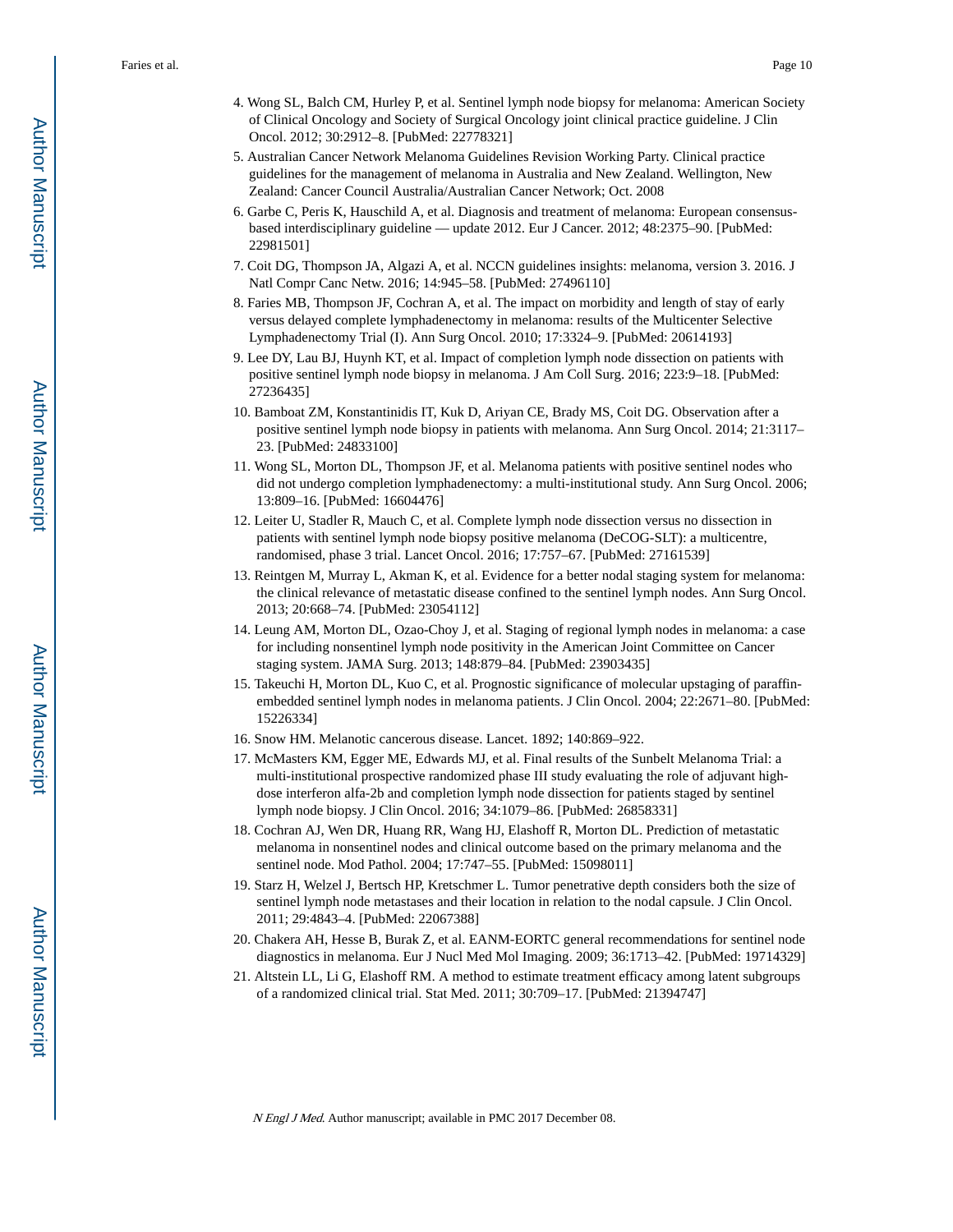4. Wong SL, Balch CM, Hurley P, et al. Sentinel lymph node biopsy for melanoma: American Society of Clinical Oncology and Society of Surgical Oncology joint clinical practice guideline. J Clin Oncol. 2012; 30:2912–8. [PubMed: 22778321]
5. Australian Cancer Network Melanoma Guidelines Revision Working Party. Clinical practice guidelines for the management of melanoma in Australia and New Zealand. Wellington, New Zealand: Cancer Council Australia/Australian Cancer Network; Oct. 2008
6. Garbe C, Peris K, Hauschild A, et al. Diagnosis and treatment of melanoma: European consensus-based interdisciplinary guideline — update 2012. Eur J Cancer. 2012; 48:2375–90. [PubMed: 22981501]
7. Coit DG, Thompson JA, Algazi A, et al. NCCN guidelines insights: melanoma, version 3. 2016. J Natl Compr Canc Netw. 2016; 14:945–58. [PubMed: 27496110]
8. Faries MB, Thompson JF, Cochran A, et al. The impact on morbidity and length of stay of early versus delayed complete lymphadenectomy in melanoma: results of the Multicenter Selective Lymphadenectomy Trial (I). Ann Surg Oncol. 2010; 17:3324–9. [PubMed: 20614193]
9. Lee DY, Lau BJ, Huynh KT, et al. Impact of completion lymph node dissection on patients with positive sentinel lymph node biopsy in melanoma. J Am Coll Surg. 2016; 223:9–18. [PubMed: 27236435]
10. Bamboat ZM, Konstantinidis IT, Kuk D, Ariyan CE, Brady MS, Coit DG. Observation after a positive sentinel lymph node biopsy in patients with melanoma. Ann Surg Oncol. 2014; 21:3117–23. [PubMed: 24833100]
11. Wong SL, Morton DL, Thompson JF, et al. Melanoma patients with positive sentinel nodes who did not undergo completion lymphadenectomy: a multi-institutional study. Ann Surg Oncol. 2006; 13:809–16. [PubMed: 16604476]
12. Leiter U, Stadler R, Mauch C, et al. Complete lymph node dissection versus no dissection in patients with sentinel lymph node biopsy positive melanoma (DeCOG-SLT): a multicentre, randomised, phase 3 trial. Lancet Oncol. 2016; 17:757–67. [PubMed: 27161539]
13. Reintgen M, Murray L, Akman K, et al. Evidence for a better nodal staging system for melanoma: the clinical relevance of metastatic disease confined to the sentinel lymph nodes. Ann Surg Oncol. 2013; 20:668–74. [PubMed: 23054112]
14. Leung AM, Morton DL, Ozao-Choy J, et al. Staging of regional lymph nodes in melanoma: a case for including nonsentinel lymph node positivity in the American Joint Committee on Cancer staging system. JAMA Surg. 2013; 148:879–84. [PubMed: 23903435]
15. Takeuchi H, Morton DL, Kuo C, et al. Prognostic significance of molecular upstaging of paraffin-embedded sentinel lymph nodes in melanoma patients. J Clin Oncol. 2004; 22:2671–80. [PubMed: 15226334]
16. Snow HM. Melanotic cancerous disease. Lancet. 1892; 140:869–922.
17. McMasters KM, Egger ME, Edwards MJ, et al. Final results of the Sunbelt Melanoma Trial: a multi-institutional prospective randomized phase III study evaluating the role of adjuvant high-dose interferon alfa-2b and completion lymph node dissection for patients staged by sentinel lymph node biopsy. J Clin Oncol. 2016; 34:1079–86. [PubMed: 26858331]
18. Cochran AJ, Wen DR, Huang RR, Wang HJ, Elashoff R, Morton DL. Prediction of metastatic melanoma in nonsentinel nodes and clinical outcome based on the primary melanoma and the sentinel node. Mod Pathol. 2004; 17:747–55. [PubMed: 15098011]
19. Starz H, Welzel J, Bertsch HP, Kretschmer L. Tumor penetrative depth considers both the size of sentinel lymph node metastases and their location in relation to the nodal capsule. J Clin Oncol. 2011; 29:4843–4. [PubMed: 22067388]
20. Chakera AH, Hesse B, Burak Z, et al. EANM-EORTC general recommendations for sentinel node diagnostics in melanoma. Eur J Nucl Med Mol Imaging. 2009; 36:1713–42. [PubMed: 19714329]
21. Altstein LL, Li G, Elashoff RM. A method to estimate treatment efficacy among latent subgroups of a randomized clinical trial. Stat Med. 2011; 30:709–17. [PubMed: 21394747]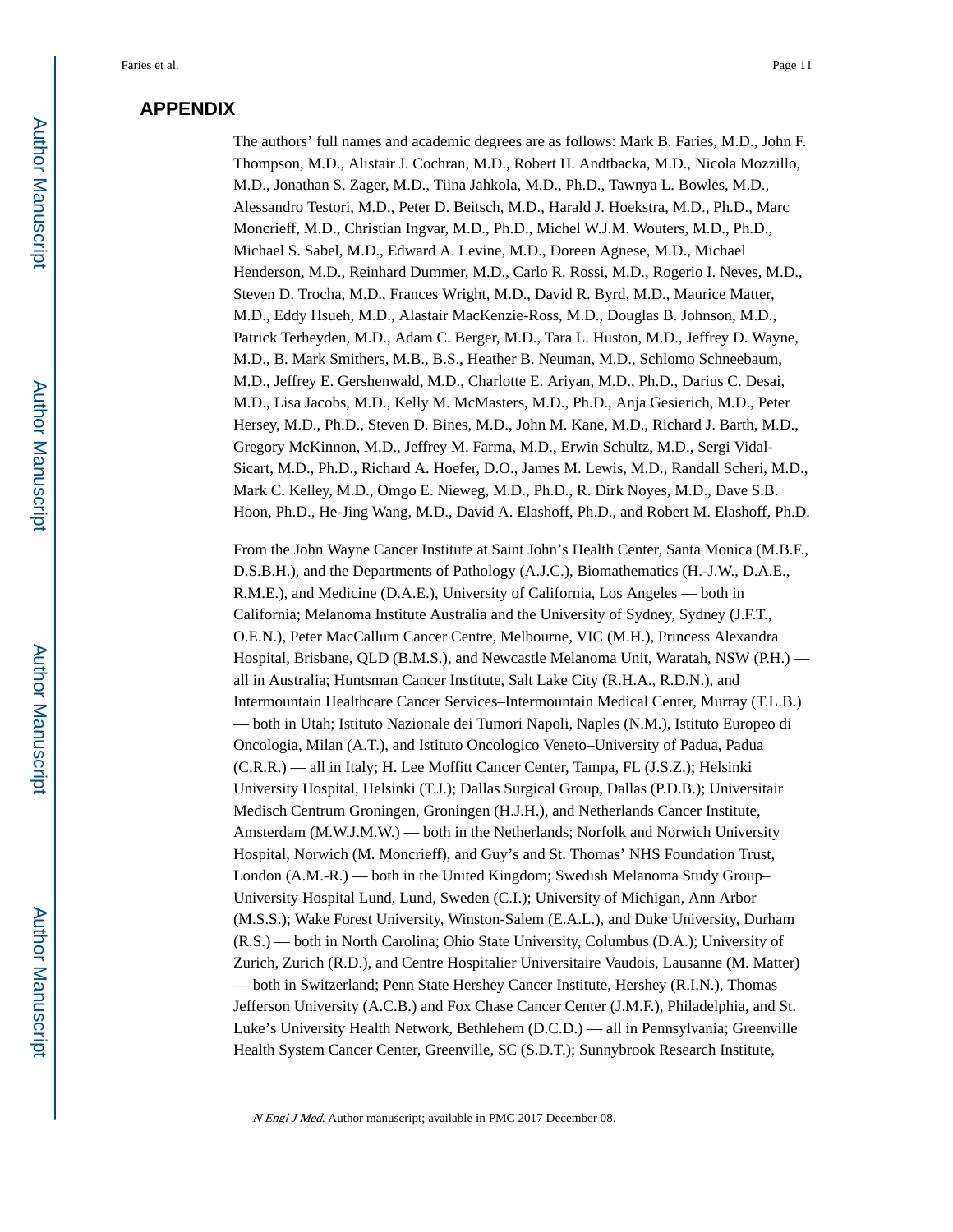## APPENDIX

The authors' full names and academic degrees are as follows: Mark B. Faries, M.D., John F. Thompson, M.D., Alistair J. Cochran, M.D., Robert H. Andtbacka, M.D., Nicola Mozzillo, M.D., Jonathan S. Zager, M.D., Tiina Jahkola, M.D., Ph.D., Tawnya L. Bowles, M.D., Alessandro Testori, M.D., Peter D. Beitsch, M.D., Harald J. Hoekstra, M.D., Ph.D., Marc Moncrieff, M.D., Christian Ingvar, M.D., Ph.D., Michel W.J.M. Wouters, M.D., Ph.D., Michael S. Sabel, M.D., Edward A. Levine, M.D., Doreen Agnese, M.D., Michael Henderson, M.D., Reinhard Dummer, M.D., Carlo R. Rossi, M.D., Rogerio I. Neves, M.D., Steven D. Trocha, M.D., Frances Wright, M.D., David R. Byrd, M.D., Maurice Matter, M.D., Eddy Hsueh, M.D., Alastair MacKenzie-Ross, M.D., Douglas B. Johnson, M.D., Patrick Terheyden, M.D., Adam C. Berger, M.D., Tara L. Huston, M.D., Jeffrey D. Wayne, M.D., B. Mark Smithers, M.B., B.S., Heather B. Neuman, M.D., Schlomo Schneebaum, M.D., Jeffrey E. Gershenwald, M.D., Charlotte E. Ariyan, M.D., Ph.D., Darius C. Desai, M.D., Lisa Jacobs, M.D., Kelly M. McMasters, M.D., Ph.D., Anja Gesierich, M.D., Peter Hersey, M.D., Ph.D., Steven D. Bines, M.D., John M. Kane, M.D., Richard J. Barth, M.D., Gregory McKinnon, M.D., Jeffrey M. Farma, M.D., Erwin Schultz, M.D., Sergi Vidal-Sicart, M.D., Ph.D., Richard A. Hoefer, D.O., James M. Lewis, M.D., Randall Scheri, M.D., Mark C. Kelley, M.D., Omgo E. Nieweg, M.D., Ph.D., R. Dirk Noyes, M.D., Dave S.B. Hoon, Ph.D., He-Jing Wang, M.D., David A. Elashoff, Ph.D., and Robert M. Elashoff, Ph.D.

From the John Wayne Cancer Institute at Saint John's Health Center, Santa Monica (M.B.F., D.S.B.H.), and the Departments of Pathology (A.J.C.), Biomathematics (H.-J.W., D.A.E., R.M.E.), and Medicine (D.A.E.), University of California, Los Angeles — both in California; Melanoma Institute Australia and the University of Sydney, Sydney (J.F.T., O.E.N.), Peter MacCallum Cancer Centre, Melbourne, VIC (M.H.), Princess Alexandra Hospital, Brisbane, QLD (B.M.S.), and Newcastle Melanoma Unit, Waratah, NSW (P.H.) — all in Australia; Huntsman Cancer Institute, Salt Lake City (R.H.A., R.D.N.), and Intermountain Healthcare Cancer Services–Intermountain Medical Center, Murray (T.L.B.) — both in Utah; Istituto Nazionale dei Tumori Napoli, Naples (N.M.), Istituto Europeo di Oncologia, Milan (A.T.), and Istituto Oncologico Veneto–University of Padua, Padua (C.R.R.) — all in Italy; H. Lee Moffitt Cancer Center, Tampa, FL (J.S.Z.); Helsinki University Hospital, Helsinki (T.J.); Dallas Surgical Group, Dallas (P.D.B.); Universitair Medisch Centrum Groningen, Groningen (H.J.H.), and Netherlands Cancer Institute, Amsterdam (M.W.J.M.W.) — both in the Netherlands; Norfolk and Norwich University Hospital, Norwich (M. Moncrieff), and Guy's and St. Thomas' NHS Foundation Trust, London (A.M.-R.) — both in the United Kingdom; Swedish Melanoma Study Group–University Hospital Lund, Lund, Sweden (C.I.); University of Michigan, Ann Arbor (M.S.S.); Wake Forest University, Winston-Salem (E.A.L.), and Duke University, Durham (R.S.) — both in North Carolina; Ohio State University, Columbus (D.A.); University of Zurich, Zurich (R.D.), and Centre Hospitalier Universitaire Vaudois, Lausanne (M. Matter) — both in Switzerland; Penn State Hershey Cancer Institute, Hershey (R.I.N.), Thomas Jefferson University (A.C.B.) and Fox Chase Cancer Center (J.M.F.), Philadelphia, and St. Luke's University Health Network, Bethlehem (D.C.D.) — all in Pennsylvania; Greenville Health System Cancer Center, Greenville, SC (S.D.T.); Sunnybrook Research Institute,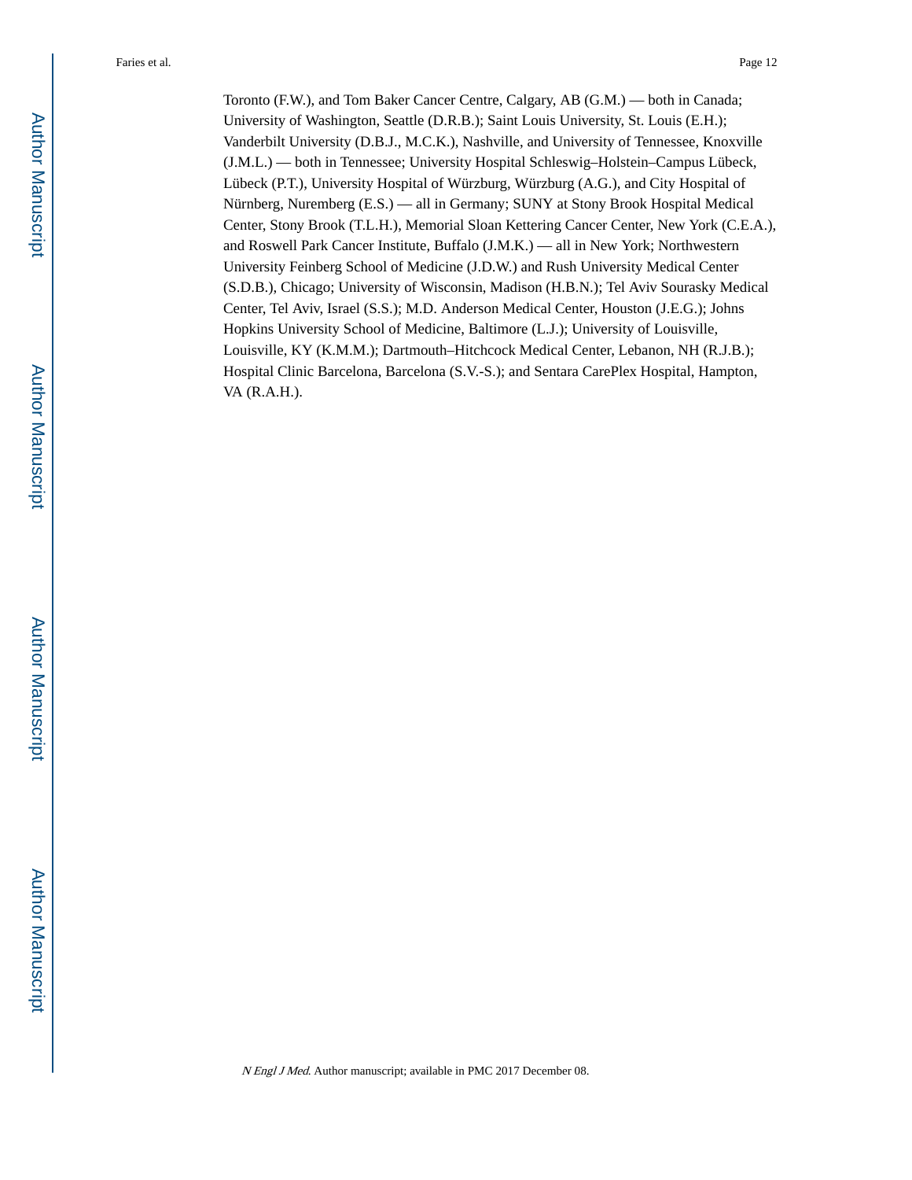Toronto (F.W.), and Tom Baker Cancer Centre, Calgary, AB (G.M.) — both in Canada; University of Washington, Seattle (D.R.B.); Saint Louis University, St. Louis (E.H.); Vanderbilt University (D.B.J., M.C.K.), Nashville, and University of Tennessee, Knoxville (J.M.L.) — both in Tennessee; University Hospital Schleswig–Holstein–Campus Lübeck, Lübeck (P.T.), University Hospital of Würzburg, Würzburg (A.G.), and City Hospital of Nürnberg, Nuremberg (E.S.) — all in Germany; SUNY at Stony Brook Hospital Medical Center, Stony Brook (T.L.H.), Memorial Sloan Kettering Cancer Center, New York (C.E.A.), and Roswell Park Cancer Institute, Buffalo (J.M.K.) — all in New York; Northwestern University Feinberg School of Medicine (J.D.W.) and Rush University Medical Center (S.D.B.), Chicago; University of Wisconsin, Madison (H.B.N.); Tel Aviv Sourasky Medical Center, Tel Aviv, Israel (S.S.); M.D. Anderson Medical Center, Houston (J.E.G.); Johns Hopkins University School of Medicine, Baltimore (L.J.); University of Louisville, Louisville, KY (K.M.M.); Dartmouth–Hitchcock Medical Center, Lebanon, NH (R.J.B.); Hospital Clinic Barcelona, Barcelona (S.V.-S.); and Sentara CarePlex Hospital, Hampton, VA (R.A.H.).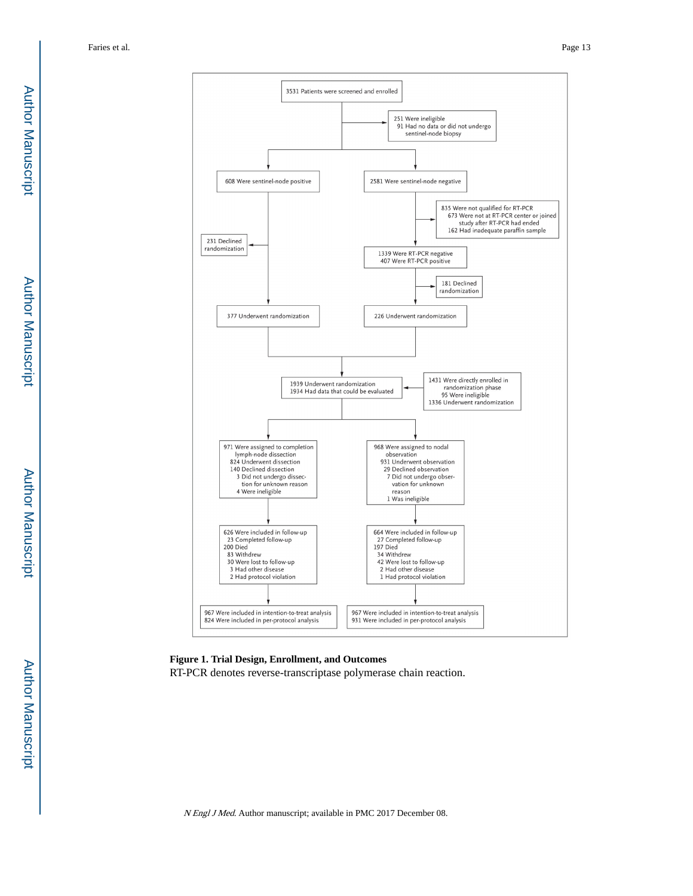3531 Patients were screened and enrolled

251 Were ineligible
91 Had no data or did not undergo sentinel-node biopsy

608 Were sentinel-node positive

2581 Were sentinel-node negative

835 Were not qualified for RT-PCR
673 Were not at RT-PCR center or joined study after RT-PCR had ended
162 Had inadequate paraffin sample

231 Declined randomization

1339 Were RT-PCR negative
407 Were RT-PCR positive

181 Declined randomization

377 Underwent randomization

226 Underwent randomization

1939 Underwent randomization
1934 Had data that could be evaluated

1431 Were directly enrolled in randomization phase
95 Were ineligible
1336 Underwent randomization

971 Were assigned to completion lymph-node dissection
824 Underwent dissection
140 Declined dissection
3 Did not undergo dissection for unknown reason
4 Were ineligible

968 Were assigned to nodal observation
931 Underwent observation
29 Declined observation
7 Did not undergo observation for unknown reason
1 Was ineligible

626 Were included in follow-up
23 Completed follow-up
200 Died
83 Withdrew
30 Were lost to follow-up
3 Had other disease
2 Had protocol violation

664 Were included in follow-up
27 Completed follow-up
197 Died
34 Withdrew
42 Were lost to follow-up
2 Had other disease
1 Had protocol violation

967 Were included in intention-to-treat analysis
824 Were included in per-protocol analysis

967 Were included in intention-to-treat analysis
931 Were included in per-protocol analysis

**Figure 1. Trial Design, Enrollment, and Outcomes**

RT-PCR denotes reverse-transcriptase polymerase chain reaction.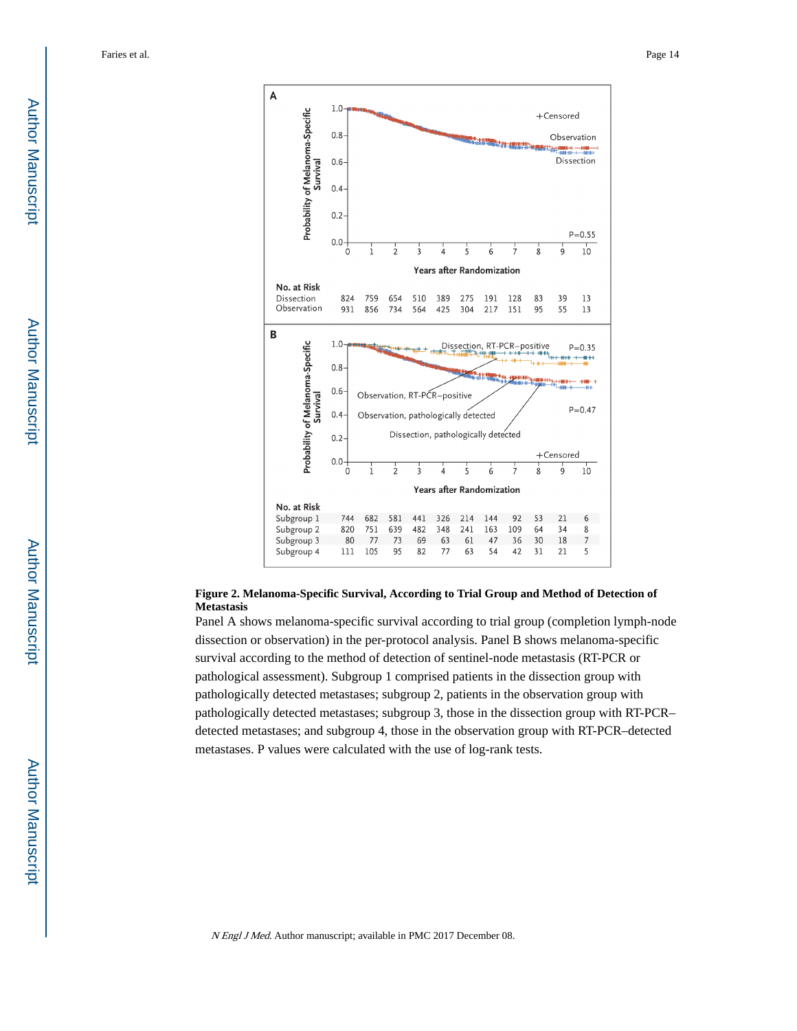**Figure 2. Melanoma-Specific Survival, According to Trial Group and Method of Detection of Metastasis**

Panel A shows melanoma-specific survival according to trial group (completion lymph-node dissection or observation) in the per-protocol analysis. Panel B shows melanoma-specific survival according to the method of detection of sentinel-node metastasis (RT-PCR or pathological assessment). Subgroup 1 comprised patients in the dissection group with pathologically detected metastases; subgroup 2, patients in the observation group with pathologically detected metastases; subgroup 3, those in the dissection group with RT-PCR–detected metastases; and subgroup 4, those in the observation group with RT-PCR–detected metastases. P values were calculated with the use of log-rank tests.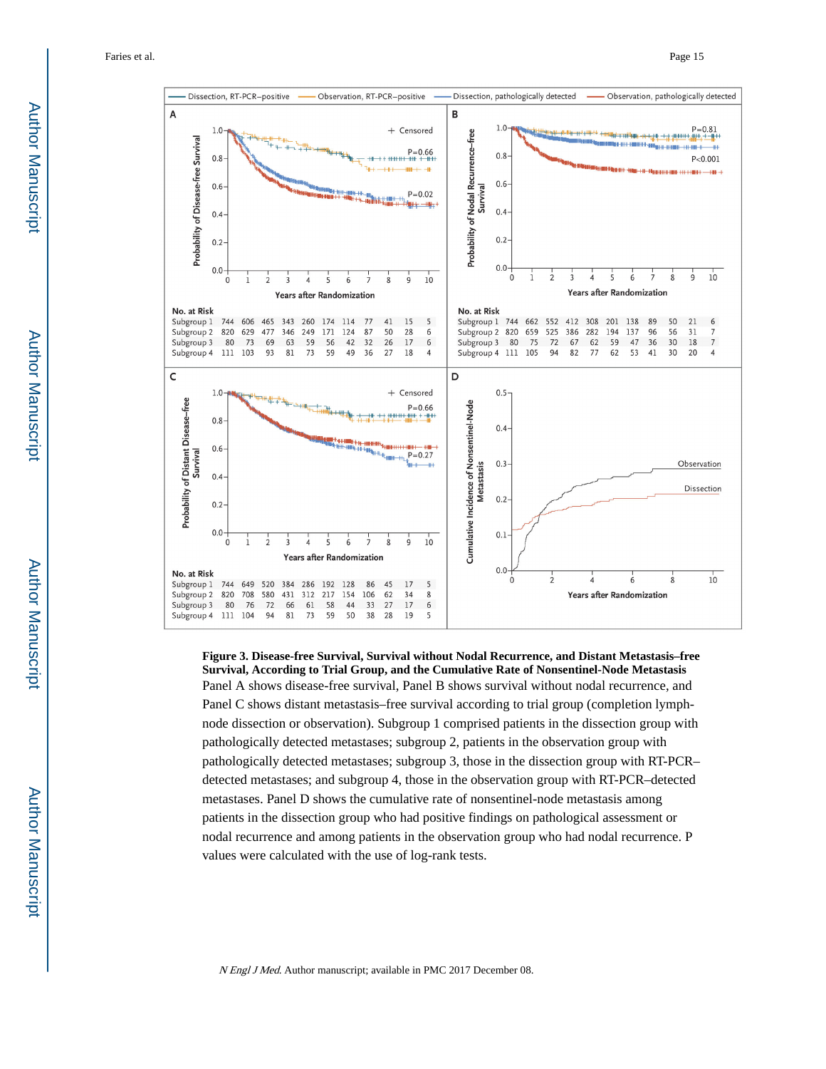**Figure 3. Disease-free Survival, Survival without Nodal Recurrence, and Distant Metastasis–free Survival, According to Trial Group, and the Cumulative Rate of Nonsentinel-Node Metastasis**

Panel A shows disease-free survival, Panel B shows survival without nodal recurrence, and Panel C shows distant metastasis–free survival according to trial group (completion lymph-node dissection or observation). Subgroup 1 comprised patients in the dissection group with pathologically detected metastases; subgroup 2, patients in the observation group with pathologically detected metastases; subgroup 3, those in the dissection group with RT-PCR–detected metastases; and subgroup 4, those in the observation group with RT-PCR–detected metastases. Panel D shows the cumulative rate of nonsentinel-node metastasis among patients in the dissection group who had positive findings on pathological assessment or nodal recurrence and among patients in the observation group who had nodal recurrence. P values were calculated with the use of log-rank tests.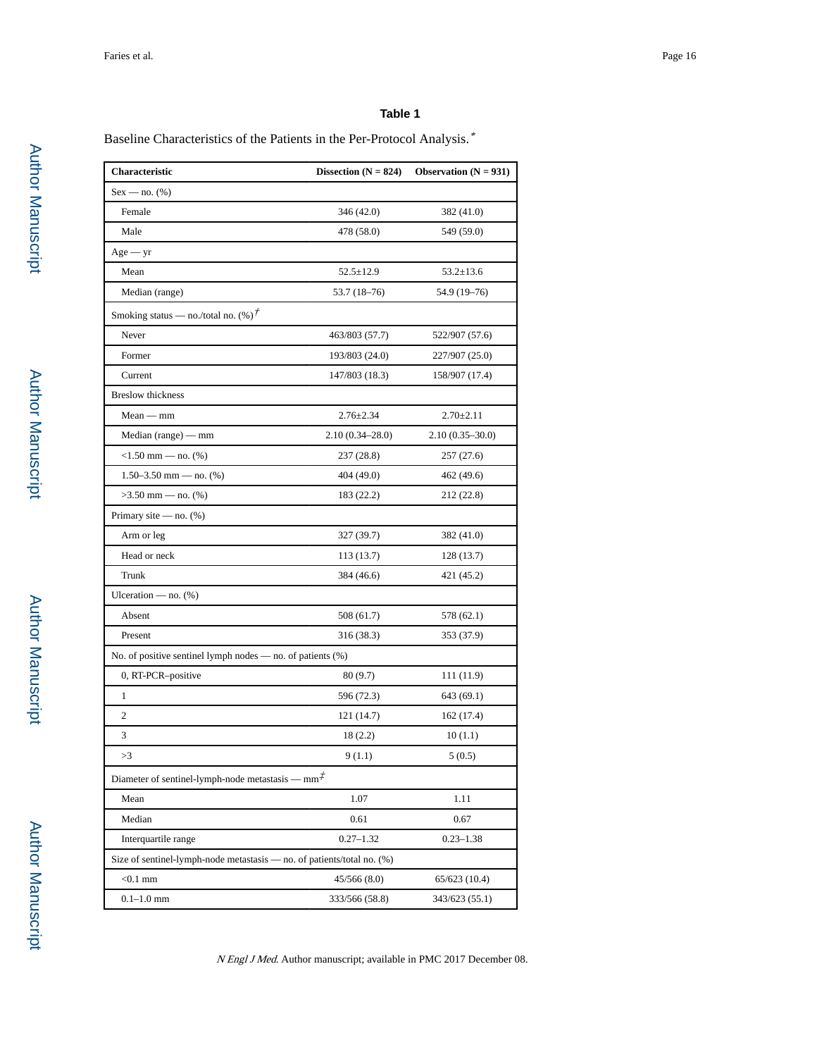**Table 1**

Baseline Characteristics of the Patients in the Per-Protocol Analysis.*

| Characteristic | Dissection (N = 824) | Observation (N = 931) |
|---|---|---|
| Sex — no. (%) | | |
| Female | 346 (42.0) | 382 (41.0) |
| Male | 478 (58.0) | 549 (59.0) |
| Age — yr | | |
| Mean | 52.5±12.9 | 53.2±13.6 |
| Median (range) | 53.7 (18–76) | 54.9 (19–76) |
| Smoking status — no./total no. (%)† | | |
| Never | 463/803 (57.7) | 522/907 (57.6) |
| Former | 193/803 (24.0) | 227/907 (25.0) |
| Current | 147/803 (18.3) | 158/907 (17.4) |
| Breslow thickness | | |
| Mean — mm | 2.76±2.34 | 2.70±2.11 |
| Median (range) — mm | 2.10 (0.34–28.0) | 2.10 (0.35–30.0) |
| <1.50 mm — no. (%) | 237 (28.8) | 257 (27.6) |
| 1.50–3.50 mm — no. (%) | 404 (49.0) | 462 (49.6) |
| >3.50 mm — no. (%) | 183 (22.2) | 212 (22.8) |
| Primary site — no. (%) | | |
| Arm or leg | 327 (39.7) | 382 (41.0) |
| Head or neck | 113 (13.7) | 128 (13.7) |
| Trunk | 384 (46.6) | 421 (45.2) |
| Ulceration — no. (%) | | |
| Absent | 508 (61.7) | 578 (62.1) |
| Present | 316 (38.3) | 353 (37.9) |
| No. of positive sentinel lymph nodes — no. of patients (%) | | |
| 0, RT-PCR–positive | 80 (9.7) | 111 (11.9) |
| 1 | 596 (72.3) | 643 (69.1) |
| 2 | 121 (14.7) | 162 (17.4) |
| 3 | 18 (2.2) | 10 (1.1) |
| >3 | 9 (1.1) | 5 (0.5) |
| Diameter of sentinel-lymph-node metastasis — mm‡ | | |
| Mean | 1.07 | 1.11 |
| Median | 0.61 | 0.67 |
| Interquartile range | 0.27–1.32 | 0.23–1.38 |
| Size of sentinel-lymph-node metastasis — no. of patients/total no. (%) | | |
| <0.1 mm | 45/566 (8.0) | 65/623 (10.4) |
| 0.1–1.0 mm | 333/566 (58.8) | 343/623 (55.1) |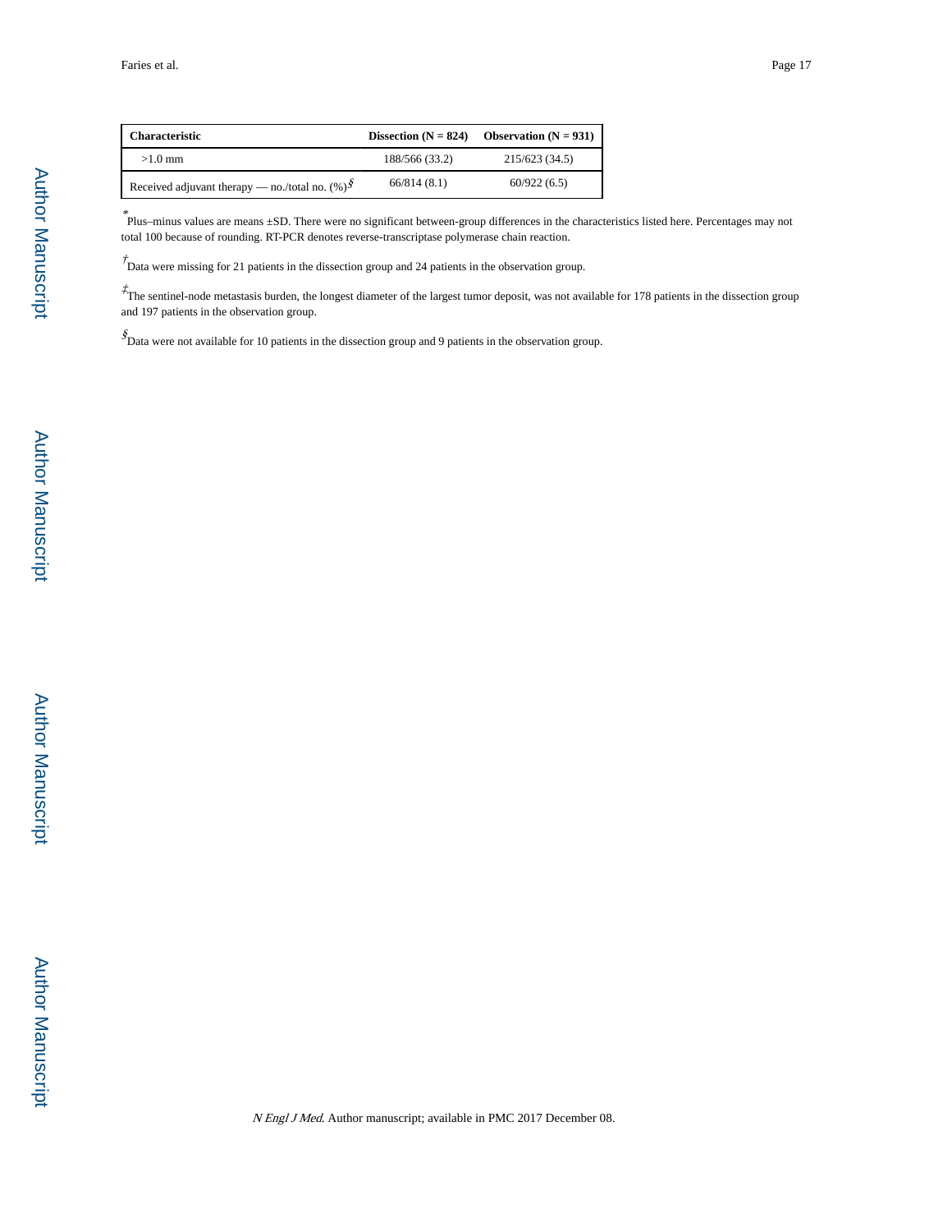| Characteristic | Dissection (N = 824) | Observation (N = 931) |
| --- | --- | --- |
| >1.0 mm | 188/566 (33.2) | 215/623 (34.5) |
| Received adjuvant therapy — no./total no. (%)[§] | 66/814 (8.1) | 60/922 (6.5) |

[*] Plus–minus values are means ±SD. There were no significant between-group differences in the characteristics listed here. Percentages may not total 100 because of rounding. RT-PCR denotes reverse-transcriptase polymerase chain reaction.

[†] Data were missing for 21 patients in the dissection group and 24 patients in the observation group.

[‡] The sentinel-node metastasis burden, the longest diameter of the largest tumor deposit, was not available for 178 patients in the dissection group and 197 patients in the observation group.

[§] Data were not available for 10 patients in the dissection group and 9 patients in the observation group.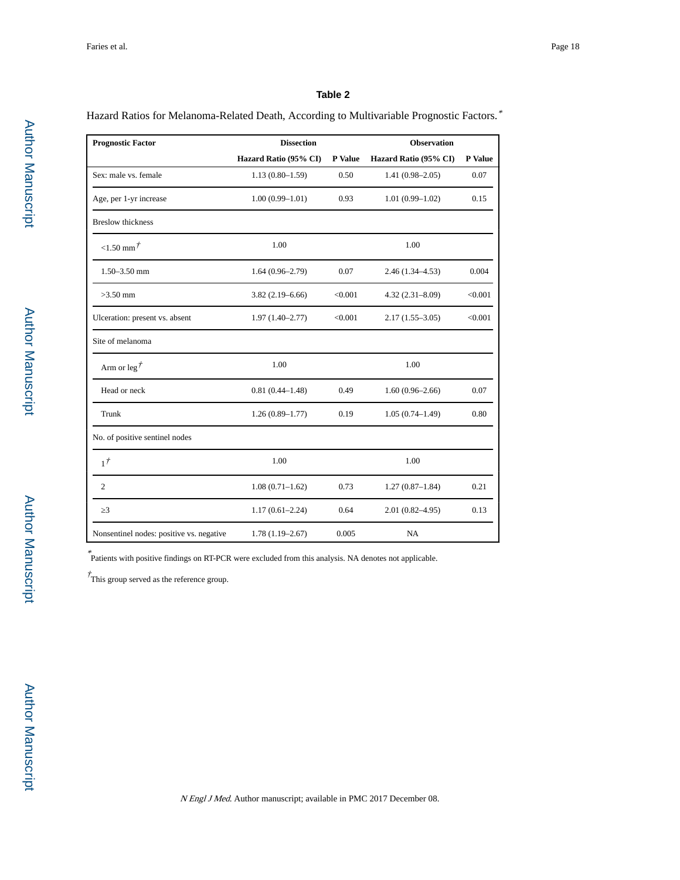## Table 2

Hazard Ratios for Melanoma-Related Death, According to Multivariable Prognostic Factors.*

| Prognostic Factor | Dissection | | Observation | |
|---|---|---|---|---|
| | Hazard Ratio (95% CI) | P Value | Hazard Ratio (95% CI) | P Value |
| Sex: male vs. female | 1.13 (0.80–1.59) | 0.50 | 1.41 (0.98–2.05) | 0.07 |
| Age, per 1-yr increase | 1.00 (0.99–1.01) | 0.93 | 1.01 (0.99–1.02) | 0.15 |
| Breslow thickness | | | | |
| <1.50 mm† | 1.00 | | 1.00 | |
| 1.50–3.50 mm | 1.64 (0.96–2.79) | 0.07 | 2.46 (1.34–4.53) | 0.004 |
| >3.50 mm | 3.82 (2.19–6.66) | <0.001 | 4.32 (2.31–8.09) | <0.001 |
| Ulceration: present vs. absent | 1.97 (1.40–2.77) | <0.001 | 2.17 (1.55–3.05) | <0.001 |
| Site of melanoma | | | | |
| Arm or leg† | 1.00 | | 1.00 | |
| Head or neck | 0.81 (0.44–1.48) | 0.49 | 1.60 (0.96–2.66) | 0.07 |
| Trunk | 1.26 (0.89–1.77) | 0.19 | 1.05 (0.74–1.49) | 0.80 |
| No. of positive sentinel nodes | | | | |
| 1† | 1.00 | | 1.00 | |
| 2 | 1.08 (0.71–1.62) | 0.73 | 1.27 (0.87–1.84) | 0.21 |
| ≥3 | 1.17 (0.61–2.24) | 0.64 | 2.01 (0.82–4.95) | 0.13 |
| Nonsentinel nodes: positive vs. negative | 1.78 (1.19–2.67) | 0.005 | NA | |

*Patients with positive findings on RT-PCR were excluded from this analysis. NA denotes not applicable.

†This group served as the reference group.